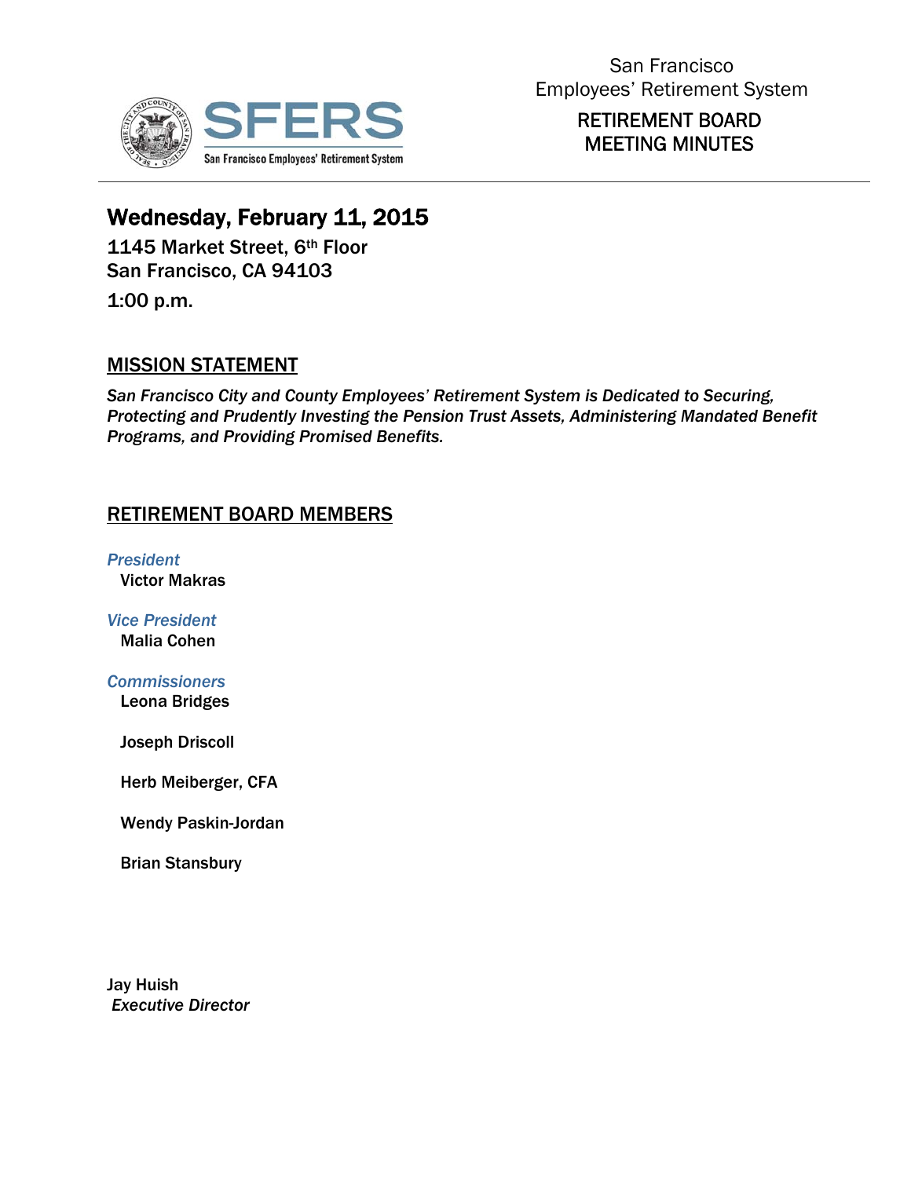SFERS

San Francisco Employees' Retirement System

San Francisco
Employees' Retirement System

RETIREMENT BOARD
MEETING MINUTES

# Wednesday, February 11, 2015

**1145 Market Street, 6th Floor**
**San Francisco, CA 94103**

**1:00 p.m.**

## MISSION STATEMENT

***San Francisco City and County Employees' Retirement System is Dedicated to Securing, Protecting and Prudently Investing the Pension Trust Assets, Administering Mandated Benefit Programs, and Providing Promised Benefits.***

## RETIREMENT BOARD MEMBERS

*President*
**Victor Makras**

*Vice President*
**Malia Cohen**

*Commissioners*
**Leona Bridges**

**Joseph Driscoll**

**Herb Meiberger, CFA**

**Wendy Paskin-Jordan**

**Brian Stansbury**

**Jay Huish**
***Executive Director***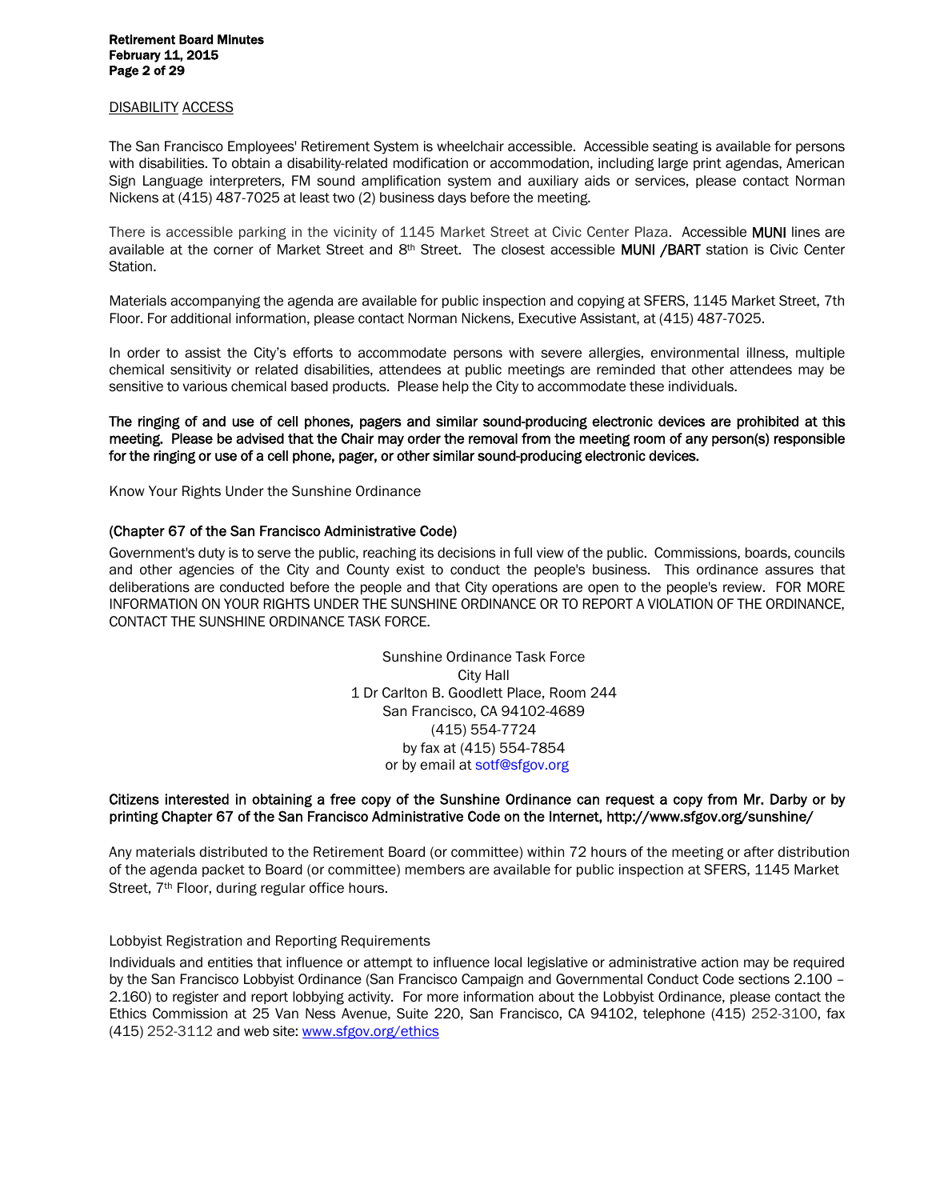## DISABILITY ACCESS

The San Francisco Employees' Retirement System is wheelchair accessible. Accessible seating is available for persons with disabilities. To obtain a disability-related modification or accommodation, including large print agendas, American Sign Language interpreters, FM sound amplification system and auxiliary aids or services, please contact Norman Nickens at (415) 487-7025 at least two (2) business days before the meeting.

There is accessible parking in the vicinity of 1145 Market Street at Civic Center Plaza. Accessible **MUNI** lines are available at the corner of Market Street and 8th Street. The closest accessible **MUNI /BART** station is Civic Center Station.

Materials accompanying the agenda are available for public inspection and copying at SFERS, 1145 Market Street, 7th Floor. For additional information, please contact Norman Nickens, Executive Assistant, at (415) 487-7025.

In order to assist the City's efforts to accommodate persons with severe allergies, environmental illness, multiple chemical sensitivity or related disabilities, attendees at public meetings are reminded that other attendees may be sensitive to various chemical based products. Please help the City to accommodate these individuals.

**The ringing of and use of cell phones, pagers and similar sound-producing electronic devices are prohibited at this meeting. Please be advised that the Chair may order the removal from the meeting room of any person(s) responsible for the ringing or use of a cell phone, pager, or other similar sound-producing electronic devices.**

Know Your Rights Under the Sunshine Ordinance

**(Chapter 67 of the San Francisco Administrative Code)**

Government's duty is to serve the public, reaching its decisions in full view of the public. Commissions, boards, councils and other agencies of the City and County exist to conduct the people's business. This ordinance assures that deliberations are conducted before the people and that City operations are open to the people's review. FOR MORE INFORMATION ON YOUR RIGHTS UNDER THE SUNSHINE ORDINANCE OR TO REPORT A VIOLATION OF THE ORDINANCE, CONTACT THE SUNSHINE ORDINANCE TASK FORCE.

Sunshine Ordinance Task Force
City Hall
1 Dr Carlton B. Goodlett Place, Room 244
San Francisco, CA 94102-4689
(415) 554-7724
by fax at (415) 554-7854
or by email at sotf@sfgov.org

**Citizens interested in obtaining a free copy of the Sunshine Ordinance can request a copy from Mr. Darby or by printing Chapter 67 of the San Francisco Administrative Code on the Internet, http://www.sfgov.org/sunshine/**

Any materials distributed to the Retirement Board (or committee) within 72 hours of the meeting or after distribution of the agenda packet to Board (or committee) members are available for public inspection at SFERS, 1145 Market Street, 7th Floor, during regular office hours.

Lobbyist Registration and Reporting Requirements

Individuals and entities that influence or attempt to influence local legislative or administrative action may be required by the San Francisco Lobbyist Ordinance (San Francisco Campaign and Governmental Conduct Code sections 2.100 – 2.160) to register and report lobbying activity. For more information about the Lobbyist Ordinance, please contact the Ethics Commission at 25 Van Ness Avenue, Suite 220, San Francisco, CA 94102, telephone (415) 252-3100, fax (415) 252-3112 and web site: www.sfgov.org/ethics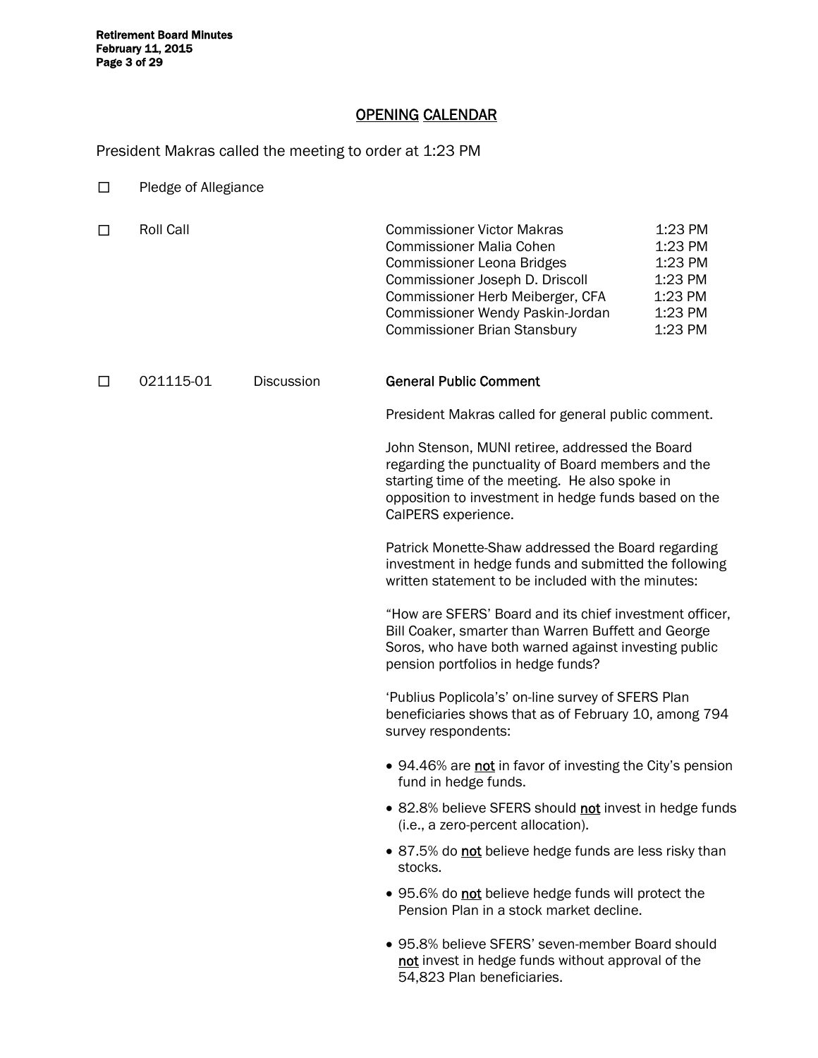## OPENING CALENDAR

President Makras called the meeting to order at 1:23 PM

☐ Pledge of Allegiance

☐ Roll Call

| | |
|---|---|
| Commissioner Victor Makras | 1:23 PM |
| Commissioner Malia Cohen | 1:23 PM |
| Commissioner Leona Bridges | 1:23 PM |
| Commissioner Joseph D. Driscoll | 1:23 PM |
| Commissioner Herb Meiberger, CFA | 1:23 PM |
| Commissioner Wendy Paskin-Jordan | 1:23 PM |
| Commissioner Brian Stansbury | 1:23 PM |

☐ 021115-01 Discussion **General Public Comment**

President Makras called for general public comment.

John Stenson, MUNI retiree, addressed the Board regarding the punctuality of Board members and the starting time of the meeting. He also spoke in opposition to investment in hedge funds based on the CalPERS experience.

Patrick Monette-Shaw addressed the Board regarding investment in hedge funds and submitted the following written statement to be included with the minutes:

"How are SFERS' Board and its chief investment officer, Bill Coaker, smarter than Warren Buffett and George Soros, who have both warned against investing public pension portfolios in hedge funds?

'Publius Poplicola's' on-line survey of SFERS Plan beneficiaries shows that as of February 10, among 794 survey respondents:

- 94.46% are <u>not</u> in favor of investing the City's pension fund in hedge funds.
- 82.8% believe SFERS should <u>not</u> invest in hedge funds (i.e., a zero-percent allocation).
- 87.5% do <u>not</u> believe hedge funds are less risky than stocks.
- 95.6% do <u>not</u> believe hedge funds will protect the Pension Plan in a stock market decline.
- 95.8% believe SFERS' seven-member Board should <u>not</u> invest in hedge funds without approval of the 54,823 Plan beneficiaries.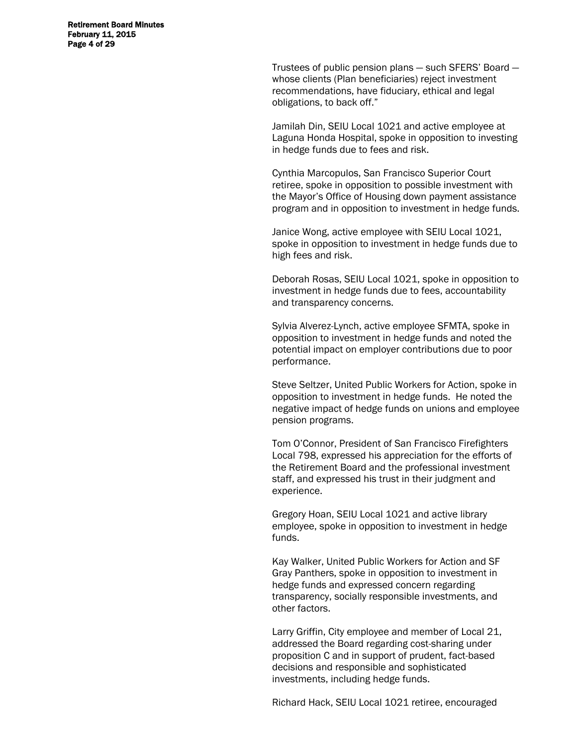Trustees of public pension plans — such SFERS' Board — whose clients (Plan beneficiaries) reject investment recommendations, have fiduciary, ethical and legal obligations, to back off."

Jamilah Din, SEIU Local 1021 and active employee at Laguna Honda Hospital, spoke in opposition to investing in hedge funds due to fees and risk.

Cynthia Marcopulos, San Francisco Superior Court retiree, spoke in opposition to possible investment with the Mayor's Office of Housing down payment assistance program and in opposition to investment in hedge funds.

Janice Wong, active employee with SEIU Local 1021, spoke in opposition to investment in hedge funds due to high fees and risk.

Deborah Rosas, SEIU Local 1021, spoke in opposition to investment in hedge funds due to fees, accountability and transparency concerns.

Sylvia Alverez-Lynch, active employee SFMTA, spoke in opposition to investment in hedge funds and noted the potential impact on employer contributions due to poor performance.

Steve Seltzer, United Public Workers for Action, spoke in opposition to investment in hedge funds. He noted the negative impact of hedge funds on unions and employee pension programs.

Tom O'Connor, President of San Francisco Firefighters Local 798, expressed his appreciation for the efforts of the Retirement Board and the professional investment staff, and expressed his trust in their judgment and experience.

Gregory Hoan, SEIU Local 1021 and active library employee, spoke in opposition to investment in hedge funds.

Kay Walker, United Public Workers for Action and SF Gray Panthers, spoke in opposition to investment in hedge funds and expressed concern regarding transparency, socially responsible investments, and other factors.

Larry Griffin, City employee and member of Local 21, addressed the Board regarding cost-sharing under proposition C and in support of prudent, fact-based decisions and responsible and sophisticated investments, including hedge funds.

Richard Hack, SEIU Local 1021 retiree, encouraged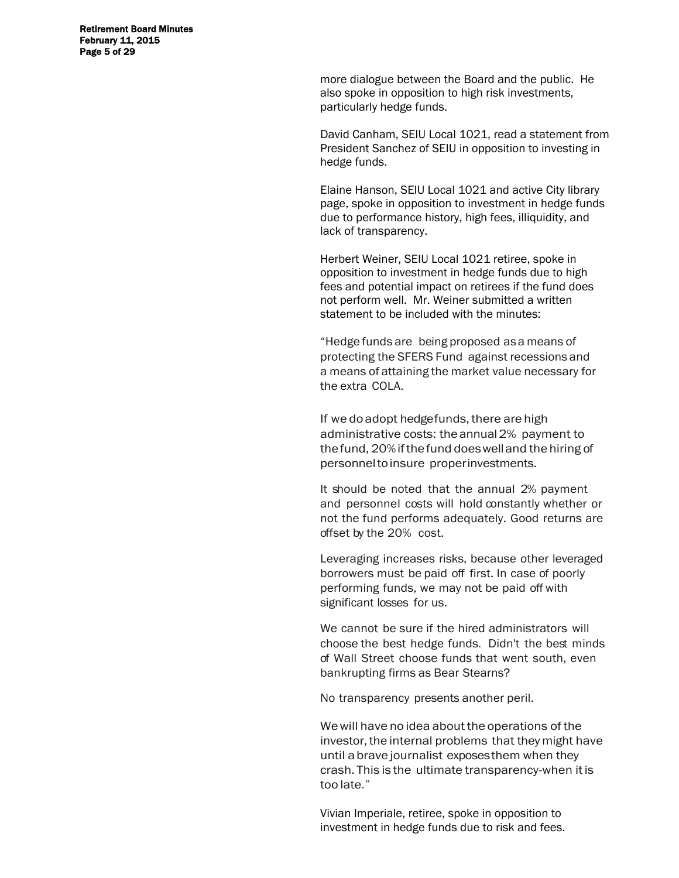more dialogue between the Board and the public. He also spoke in opposition to high risk investments, particularly hedge funds.

David Canham, SEIU Local 1021, read a statement from President Sanchez of SEIU in opposition to investing in hedge funds.

Elaine Hanson, SEIU Local 1021 and active City library page, spoke in opposition to investment in hedge funds due to performance history, high fees, illiquidity, and lack of transparency.

Herbert Weiner, SEIU Local 1021 retiree, spoke in opposition to investment in hedge funds due to high fees and potential impact on retirees if the fund does not perform well. Mr. Weiner submitted a written statement to be included with the minutes:

"Hedge funds are being proposed as a means of protecting the SFERS Fund against recessions and a means of attaining the market value necessary for the extra COLA.

If we do adopt hedge funds, there are high administrative costs: the annual 2% payment to the fund, 20% if the fund does well and the hiring of personnel to insure proper investments.

It should be noted that the annual 2% payment and personnel costs will hold constantly whether or not the fund performs adequately. Good returns are offset by the 20% cost.

Leveraging increases risks, because other leveraged borrowers must be paid off first. In case of poorly performing funds, we may not be paid off with significant losses for us.

We cannot be sure if the hired administrators will choose the best hedge funds. Didn't the best minds of Wall Street choose funds that went south, even bankrupting firms as Bear Stearns?

No transparency presents another peril.

We will have no idea about the operations of the investor, the internal problems that they might have until a brave journalist exposes them when they crash. This is the ultimate transparency-when it is too late."

Vivian Imperiale, retiree, spoke in opposition to investment in hedge funds due to risk and fees.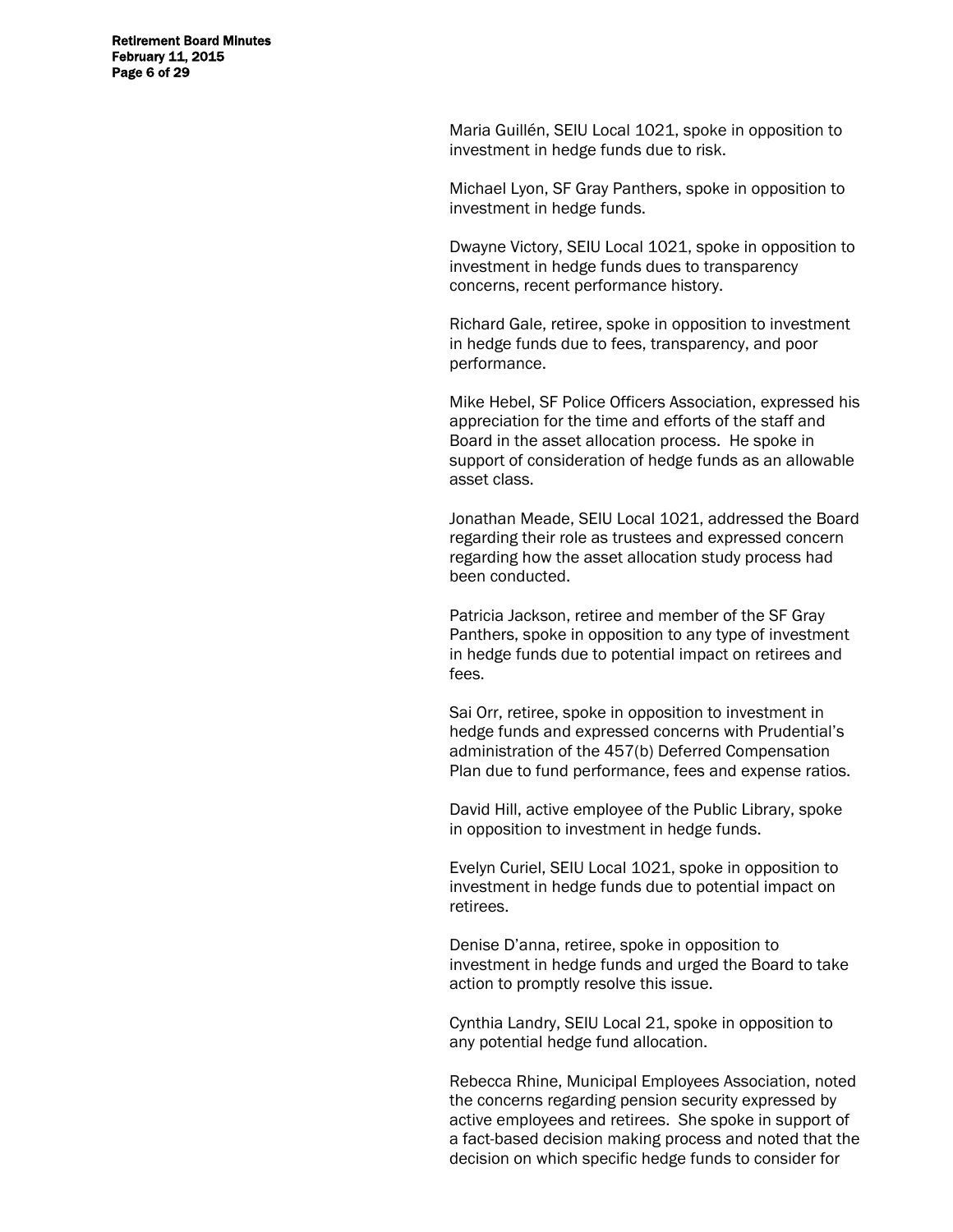Maria Guillén, SEIU Local 1021, spoke in opposition to investment in hedge funds due to risk.

Michael Lyon, SF Gray Panthers, spoke in opposition to investment in hedge funds.

Dwayne Victory, SEIU Local 1021, spoke in opposition to investment in hedge funds dues to transparency concerns, recent performance history.

Richard Gale, retiree, spoke in opposition to investment in hedge funds due to fees, transparency, and poor performance.

Mike Hebel, SF Police Officers Association, expressed his appreciation for the time and efforts of the staff and Board in the asset allocation process. He spoke in support of consideration of hedge funds as an allowable asset class.

Jonathan Meade, SEIU Local 1021, addressed the Board regarding their role as trustees and expressed concern regarding how the asset allocation study process had been conducted.

Patricia Jackson, retiree and member of the SF Gray Panthers, spoke in opposition to any type of investment in hedge funds due to potential impact on retirees and fees.

Sai Orr, retiree, spoke in opposition to investment in hedge funds and expressed concerns with Prudential's administration of the 457(b) Deferred Compensation Plan due to fund performance, fees and expense ratios.

David Hill, active employee of the Public Library, spoke in opposition to investment in hedge funds.

Evelyn Curiel, SEIU Local 1021, spoke in opposition to investment in hedge funds due to potential impact on retirees.

Denise D'anna, retiree, spoke in opposition to investment in hedge funds and urged the Board to take action to promptly resolve this issue.

Cynthia Landry, SEIU Local 21, spoke in opposition to any potential hedge fund allocation.

Rebecca Rhine, Municipal Employees Association, noted the concerns regarding pension security expressed by active employees and retirees. She spoke in support of a fact-based decision making process and noted that the decision on which specific hedge funds to consider for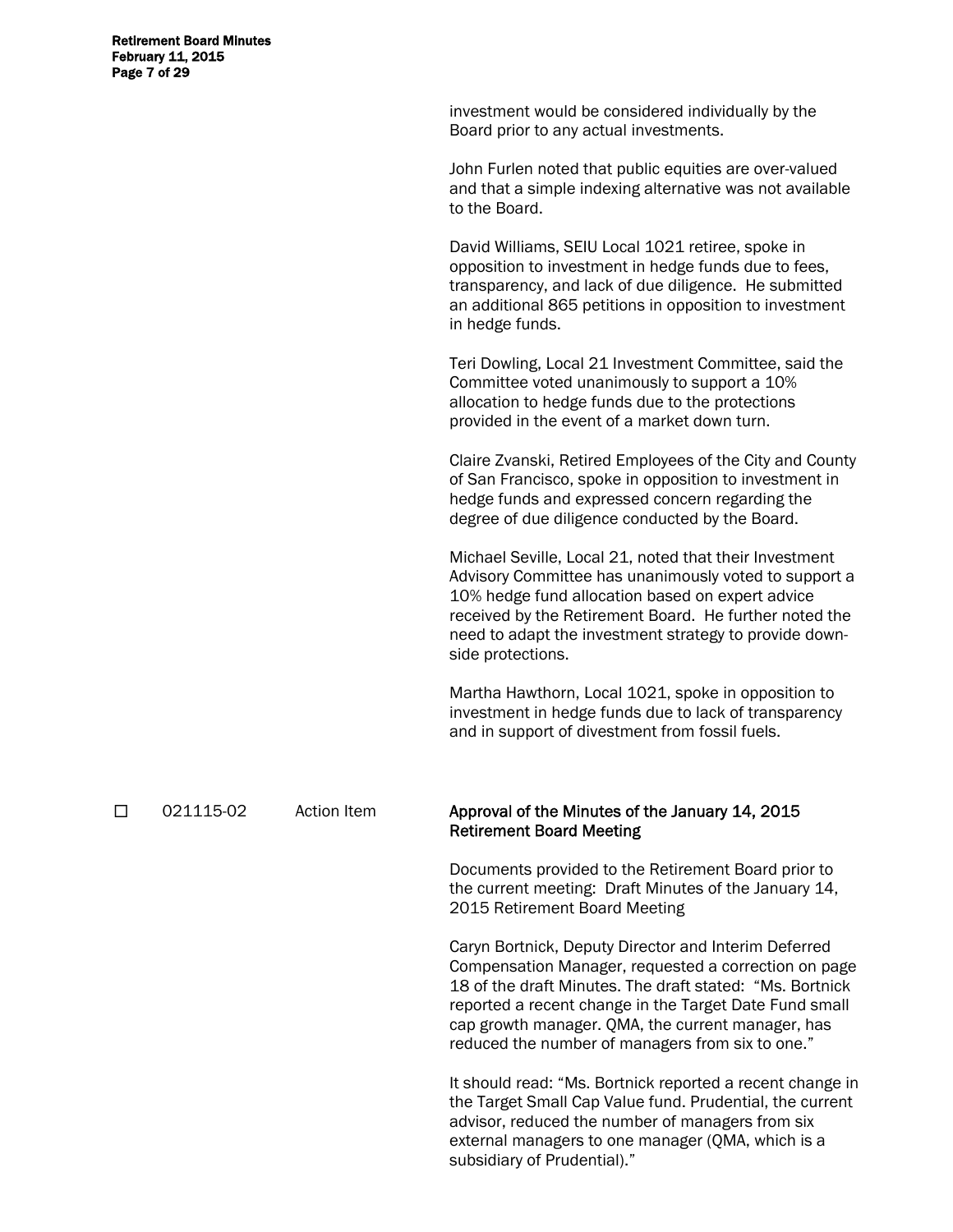investment would be considered individually by the Board prior to any actual investments.

John Furlen noted that public equities are over-valued and that a simple indexing alternative was not available to the Board.

David Williams, SEIU Local 1021 retiree, spoke in opposition to investment in hedge funds due to fees, transparency, and lack of due diligence. He submitted an additional 865 petitions in opposition to investment in hedge funds.

Teri Dowling, Local 21 Investment Committee, said the Committee voted unanimously to support a 10% allocation to hedge funds due to the protections provided in the event of a market down turn.

Claire Zvanski, Retired Employees of the City and County of San Francisco, spoke in opposition to investment in hedge funds and expressed concern regarding the degree of due diligence conducted by the Board.

Michael Seville, Local 21, noted that their Investment Advisory Committee has unanimously voted to support a 10% hedge fund allocation based on expert advice received by the Retirement Board. He further noted the need to adapt the investment strategy to provide down-side protections.

Martha Hawthorn, Local 1021, spoke in opposition to investment in hedge funds due to lack of transparency and in support of divestment from fossil fuels.

☐ 021115-02 Action Item **Approval of the Minutes of the January 14, 2015 Retirement Board Meeting**

Documents provided to the Retirement Board prior to the current meeting: Draft Minutes of the January 14, 2015 Retirement Board Meeting

Caryn Bortnick, Deputy Director and Interim Deferred Compensation Manager, requested a correction on page 18 of the draft Minutes. The draft stated: "Ms. Bortnick reported a recent change in the Target Date Fund small cap growth manager. QMA, the current manager, has reduced the number of managers from six to one."

It should read: "Ms. Bortnick reported a recent change in the Target Small Cap Value fund. Prudential, the current advisor, reduced the number of managers from six external managers to one manager (QMA, which is a subsidiary of Prudential)."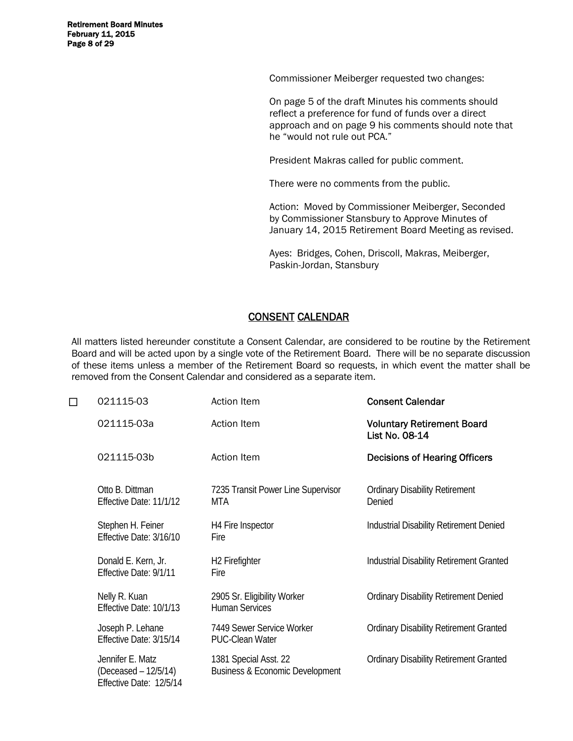Commissioner Meiberger requested two changes:

On page 5 of the draft Minutes his comments should reflect a preference for fund of funds over a direct approach and on page 9 his comments should note that he "would not rule out PCA."

President Makras called for public comment.

There were no comments from the public.

Action: Moved by Commissioner Meiberger, Seconded by Commissioner Stansbury to Approve Minutes of January 14, 2015 Retirement Board Meeting as revised.

Ayes: Bridges, Cohen, Driscoll, Makras, Meiberger, Paskin-Jordan, Stansbury

## CONSENT CALENDAR

All matters listed hereunder constitute a Consent Calendar, are considered to be routine by the Retirement Board and will be acted upon by a single vote of the Retirement Board. There will be no separate discussion of these items unless a member of the Retirement Board so requests, in which event the matter shall be removed from the Consent Calendar and considered as a separate item.

☐ 021115-03 Action Item **Consent Calendar**

021115-03a Action Item **Voluntary Retirement Board List No. 08-14**

021115-03b Action Item **Decisions of Hearing Officers**

| Name | Position / Department | Decision |
|---|---|---|
| Otto B. Dittman<br>Effective Date: 11/1/12 | 7235 Transit Power Line Supervisor<br>MTA | Ordinary Disability Retirement Denied |
| Stephen H. Feiner<br>Effective Date: 3/16/10 | H4 Fire Inspector<br>Fire | Industrial Disability Retirement Denied |
| Donald E. Kern, Jr.<br>Effective Date: 9/1/11 | H2 Firefighter<br>Fire | Industrial Disability Retirement Granted |
| Nelly R. Kuan<br>Effective Date: 10/1/13 | 2905 Sr. Eligibility Worker<br>Human Services | Ordinary Disability Retirement Denied |
| Joseph P. Lehane<br>Effective Date: 3/15/14 | 7449 Sewer Service Worker<br>PUC-Clean Water | Ordinary Disability Retirement Granted |
| Jennifer E. Matz<br>(Deceased – 12/5/14)<br>Effective Date: 12/5/14 | 1381 Special Asst. 22<br>Business & Economic Development | Ordinary Disability Retirement Granted |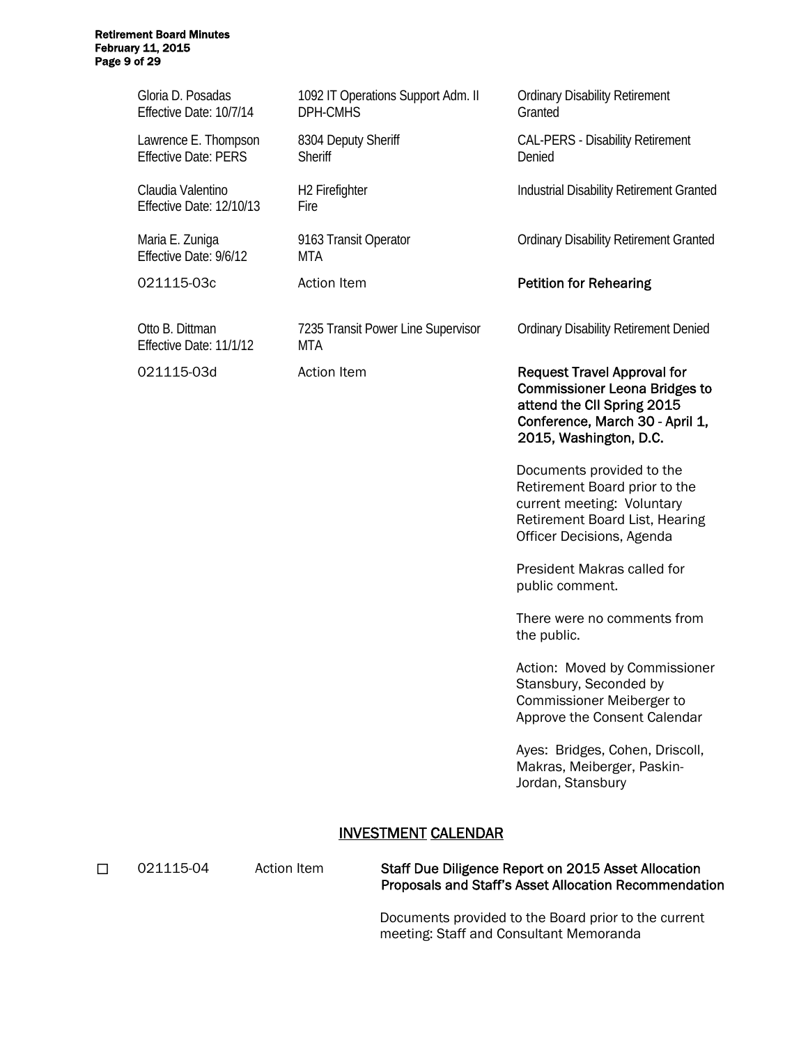| | | |
|---|---|---|
| Gloria D. Posadas<br>Effective Date: 10/7/14 | 1092 IT Operations Support Adm. II<br>DPH-CMHS | Ordinary Disability Retirement Granted |
| Lawrence E. Thompson<br>Effective Date: PERS | 8304 Deputy Sheriff<br>Sheriff | CAL-PERS - Disability Retirement Denied |
| Claudia Valentino<br>Effective Date: 12/10/13 | H2 Firefighter<br>Fire | Industrial Disability Retirement Granted |
| Maria E. Zuniga<br>Effective Date: 9/6/12 | 9163 Transit Operator<br>MTA | Ordinary Disability Retirement Granted |

021115-03c Action Item **Petition for Rehearing**

| | | |
|---|---|---|
| Otto B. Dittman<br>Effective Date: 11/1/12 | 7235 Transit Power Line Supervisor<br>MTA | Ordinary Disability Retirement Denied |

021115-03d Action Item **Request Travel Approval for Commissioner Leona Bridges to attend the CII Spring 2015 Conference, March 30 - April 1, 2015, Washington, D.C.**

Documents provided to the Retirement Board prior to the current meeting: Voluntary Retirement Board List, Hearing Officer Decisions, Agenda

President Makras called for public comment.

There were no comments from the public.

Action: Moved by Commissioner Stansbury, Seconded by Commissioner Meiberger to Approve the Consent Calendar

Ayes: Bridges, Cohen, Driscoll, Makras, Meiberger, Paskin-Jordan, Stansbury

## INVESTMENT CALENDAR

☐ 021115-04 Action Item **Staff Due Diligence Report on 2015 Asset Allocation Proposals and Staff's Asset Allocation Recommendation**

Documents provided to the Board prior to the current meeting: Staff and Consultant Memoranda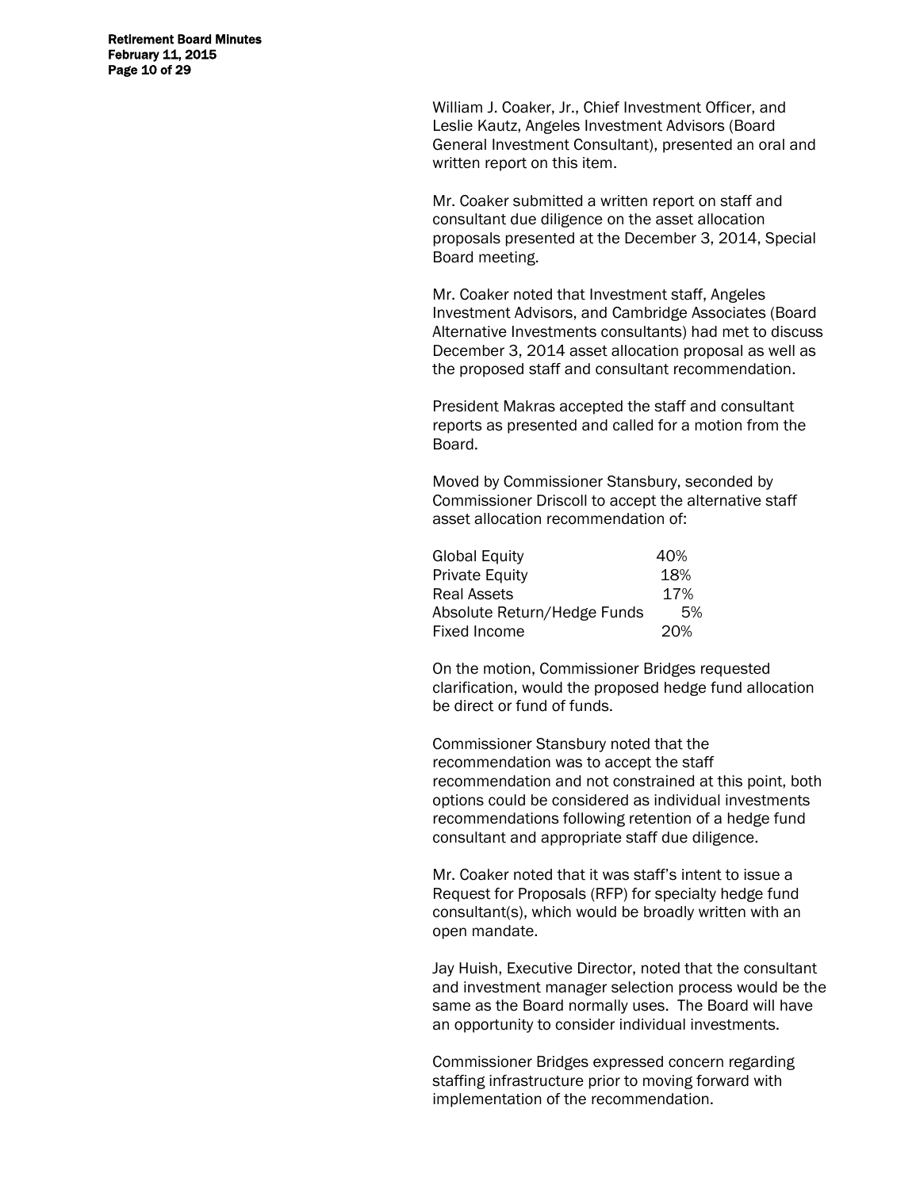William J. Coaker, Jr., Chief Investment Officer, and Leslie Kautz, Angeles Investment Advisors (Board General Investment Consultant), presented an oral and written report on this item.

Mr. Coaker submitted a written report on staff and consultant due diligence on the asset allocation proposals presented at the December 3, 2014, Special Board meeting.

Mr. Coaker noted that Investment staff, Angeles Investment Advisors, and Cambridge Associates (Board Alternative Investments consultants) had met to discuss December 3, 2014 asset allocation proposal as well as the proposed staff and consultant recommendation.

President Makras accepted the staff and consultant reports as presented and called for a motion from the Board.

Moved by Commissioner Stansbury, seconded by Commissioner Driscoll to accept the alternative staff asset allocation recommendation of:

| | |
|---|---|
| Global Equity | 40% |
| Private Equity | 18% |
| Real Assets | 17% |
| Absolute Return/Hedge Funds | 5% |
| Fixed Income | 20% |

On the motion, Commissioner Bridges requested clarification, would the proposed hedge fund allocation be direct or fund of funds.

Commissioner Stansbury noted that the recommendation was to accept the staff recommendation and not constrained at this point, both options could be considered as individual investments recommendations following retention of a hedge fund consultant and appropriate staff due diligence.

Mr. Coaker noted that it was staff's intent to issue a Request for Proposals (RFP) for specialty hedge fund consultant(s), which would be broadly written with an open mandate.

Jay Huish, Executive Director, noted that the consultant and investment manager selection process would be the same as the Board normally uses. The Board will have an opportunity to consider individual investments.

Commissioner Bridges expressed concern regarding staffing infrastructure prior to moving forward with implementation of the recommendation.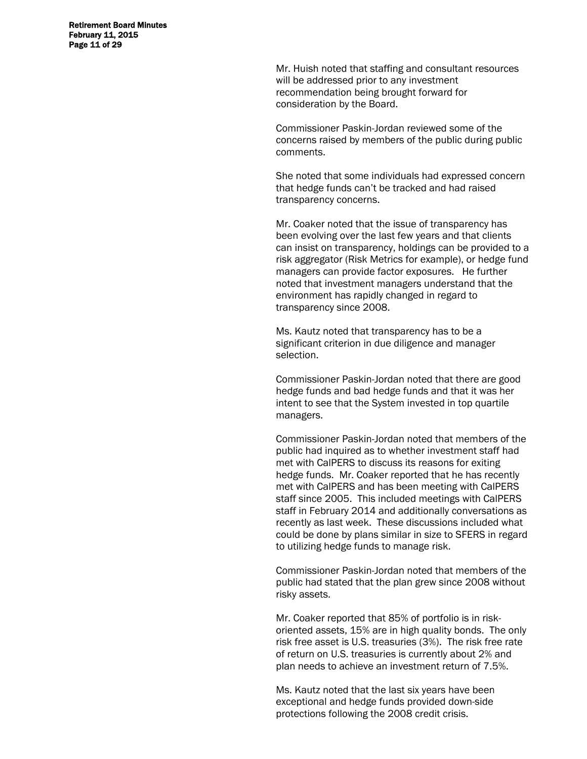Mr. Huish noted that staffing and consultant resources will be addressed prior to any investment recommendation being brought forward for consideration by the Board.

Commissioner Paskin-Jordan reviewed some of the concerns raised by members of the public during public comments.

She noted that some individuals had expressed concern that hedge funds can't be tracked and had raised transparency concerns.

Mr. Coaker noted that the issue of transparency has been evolving over the last few years and that clients can insist on transparency, holdings can be provided to a risk aggregator (Risk Metrics for example), or hedge fund managers can provide factor exposures. He further noted that investment managers understand that the environment has rapidly changed in regard to transparency since 2008.

Ms. Kautz noted that transparency has to be a significant criterion in due diligence and manager selection.

Commissioner Paskin-Jordan noted that there are good hedge funds and bad hedge funds and that it was her intent to see that the System invested in top quartile managers.

Commissioner Paskin-Jordan noted that members of the public had inquired as to whether investment staff had met with CalPERS to discuss its reasons for exiting hedge funds. Mr. Coaker reported that he has recently met with CalPERS and has been meeting with CalPERS staff since 2005. This included meetings with CalPERS staff in February 2014 and additionally conversations as recently as last week. These discussions included what could be done by plans similar in size to SFERS in regard to utilizing hedge funds to manage risk.

Commissioner Paskin-Jordan noted that members of the public had stated that the plan grew since 2008 without risky assets.

Mr. Coaker reported that 85% of portfolio is in risk-oriented assets, 15% are in high quality bonds. The only risk free asset is U.S. treasuries (3%). The risk free rate of return on U.S. treasuries is currently about 2% and plan needs to achieve an investment return of 7.5%.

Ms. Kautz noted that the last six years have been exceptional and hedge funds provided down-side protections following the 2008 credit crisis.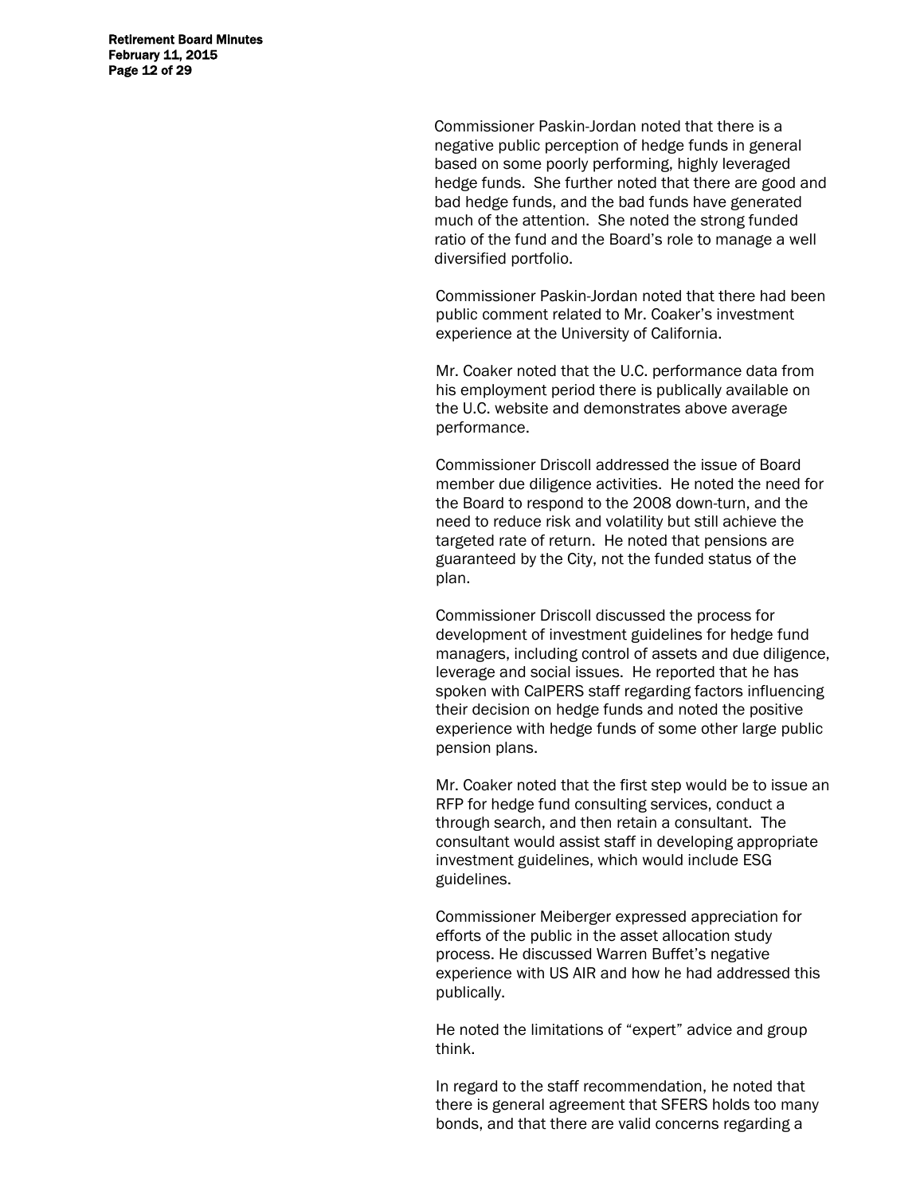Commissioner Paskin-Jordan noted that there is a negative public perception of hedge funds in general based on some poorly performing, highly leveraged hedge funds. She further noted that there are good and bad hedge funds, and the bad funds have generated much of the attention. She noted the strong funded ratio of the fund and the Board's role to manage a well diversified portfolio.

Commissioner Paskin-Jordan noted that there had been public comment related to Mr. Coaker's investment experience at the University of California.

Mr. Coaker noted that the U.C. performance data from his employment period there is publically available on the U.C. website and demonstrates above average performance.

Commissioner Driscoll addressed the issue of Board member due diligence activities. He noted the need for the Board to respond to the 2008 down-turn, and the need to reduce risk and volatility but still achieve the targeted rate of return. He noted that pensions are guaranteed by the City, not the funded status of the plan.

Commissioner Driscoll discussed the process for development of investment guidelines for hedge fund managers, including control of assets and due diligence, leverage and social issues. He reported that he has spoken with CalPERS staff regarding factors influencing their decision on hedge funds and noted the positive experience with hedge funds of some other large public pension plans.

Mr. Coaker noted that the first step would be to issue an RFP for hedge fund consulting services, conduct a through search, and then retain a consultant. The consultant would assist staff in developing appropriate investment guidelines, which would include ESG guidelines.

Commissioner Meiberger expressed appreciation for efforts of the public in the asset allocation study process. He discussed Warren Buffet's negative experience with US AIR and how he had addressed this publically.

He noted the limitations of "expert" advice and group think.

In regard to the staff recommendation, he noted that there is general agreement that SFERS holds too many bonds, and that there are valid concerns regarding a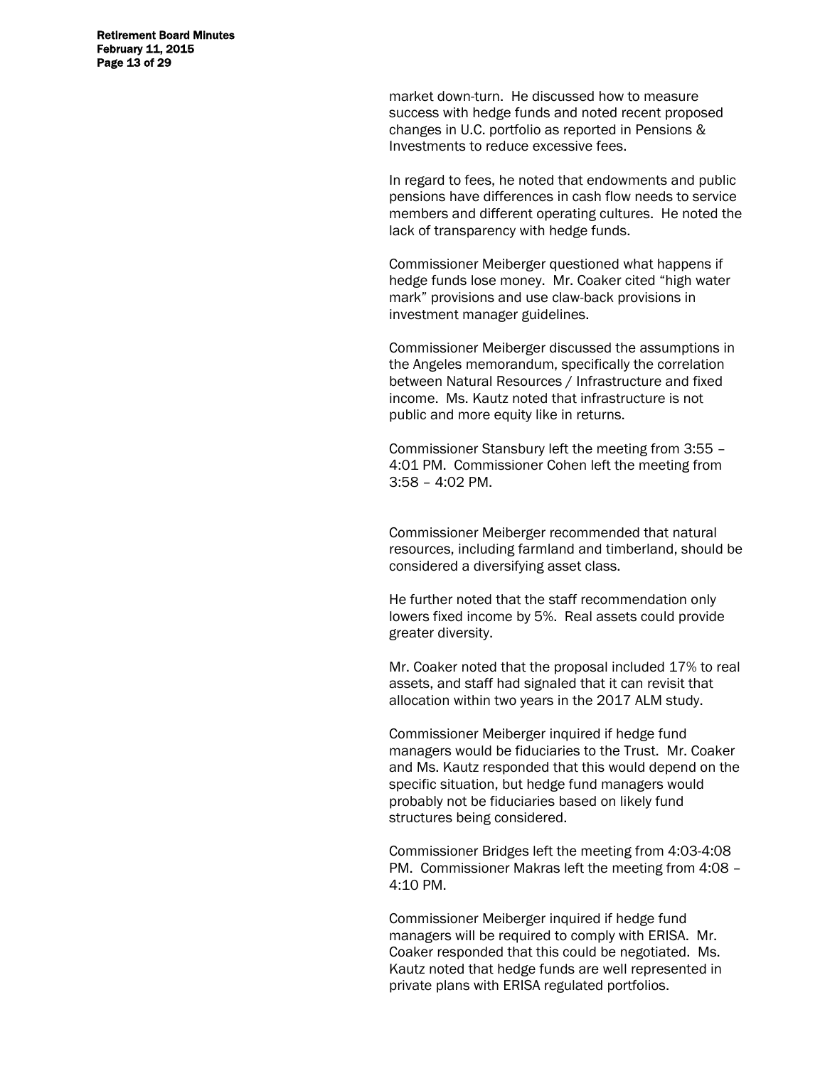market down-turn. He discussed how to measure success with hedge funds and noted recent proposed changes in U.C. portfolio as reported in Pensions & Investments to reduce excessive fees.

In regard to fees, he noted that endowments and public pensions have differences in cash flow needs to service members and different operating cultures. He noted the lack of transparency with hedge funds.

Commissioner Meiberger questioned what happens if hedge funds lose money. Mr. Coaker cited "high water mark" provisions and use claw-back provisions in investment manager guidelines.

Commissioner Meiberger discussed the assumptions in the Angeles memorandum, specifically the correlation between Natural Resources / Infrastructure and fixed income. Ms. Kautz noted that infrastructure is not public and more equity like in returns.

Commissioner Stansbury left the meeting from 3:55 – 4:01 PM. Commissioner Cohen left the meeting from 3:58 – 4:02 PM.

Commissioner Meiberger recommended that natural resources, including farmland and timberland, should be considered a diversifying asset class.

He further noted that the staff recommendation only lowers fixed income by 5%. Real assets could provide greater diversity.

Mr. Coaker noted that the proposal included 17% to real assets, and staff had signaled that it can revisit that allocation within two years in the 2017 ALM study.

Commissioner Meiberger inquired if hedge fund managers would be fiduciaries to the Trust. Mr. Coaker and Ms. Kautz responded that this would depend on the specific situation, but hedge fund managers would probably not be fiduciaries based on likely fund structures being considered.

Commissioner Bridges left the meeting from 4:03-4:08 PM. Commissioner Makras left the meeting from 4:08 – 4:10 PM.

Commissioner Meiberger inquired if hedge fund managers will be required to comply with ERISA. Mr. Coaker responded that this could be negotiated. Ms. Kautz noted that hedge funds are well represented in private plans with ERISA regulated portfolios.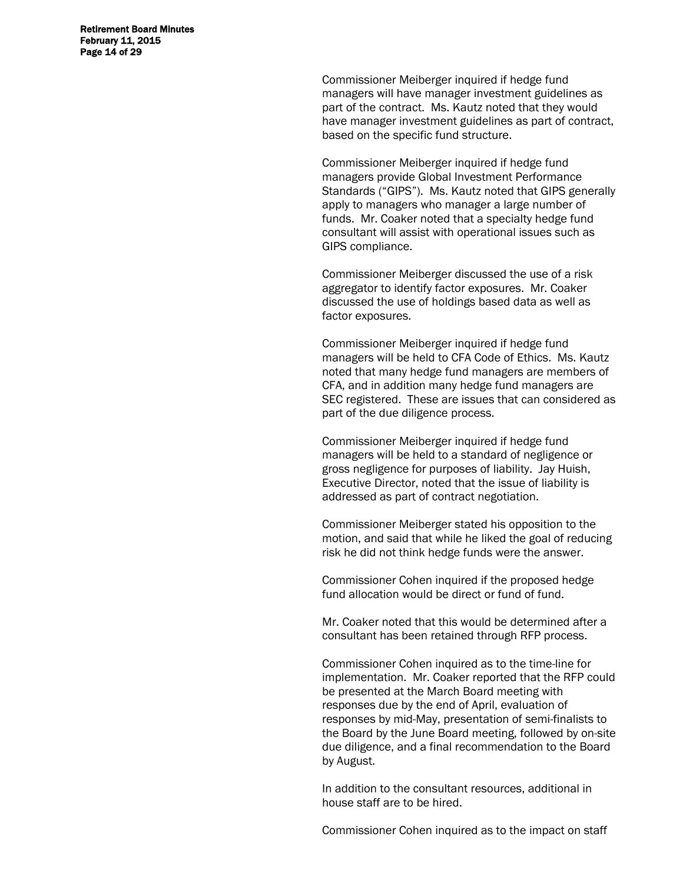Commissioner Meiberger inquired if hedge fund managers will have manager investment guidelines as part of the contract. Ms. Kautz noted that they would have manager investment guidelines as part of contract, based on the specific fund structure.

Commissioner Meiberger inquired if hedge fund managers provide Global Investment Performance Standards ("GIPS"). Ms. Kautz noted that GIPS generally apply to managers who manager a large number of funds. Mr. Coaker noted that a specialty hedge fund consultant will assist with operational issues such as GIPS compliance.

Commissioner Meiberger discussed the use of a risk aggregator to identify factor exposures. Mr. Coaker discussed the use of holdings based data as well as factor exposures.

Commissioner Meiberger inquired if hedge fund managers will be held to CFA Code of Ethics. Ms. Kautz noted that many hedge fund managers are members of CFA, and in addition many hedge fund managers are SEC registered. These are issues that can considered as part of the due diligence process.

Commissioner Meiberger inquired if hedge fund managers will be held to a standard of negligence or gross negligence for purposes of liability. Jay Huish, Executive Director, noted that the issue of liability is addressed as part of contract negotiation.

Commissioner Meiberger stated his opposition to the motion, and said that while he liked the goal of reducing risk he did not think hedge funds were the answer.

Commissioner Cohen inquired if the proposed hedge fund allocation would be direct or fund of fund.

Mr. Coaker noted that this would be determined after a consultant has been retained through RFP process.

Commissioner Cohen inquired as to the time-line for implementation. Mr. Coaker reported that the RFP could be presented at the March Board meeting with responses due by the end of April, evaluation of responses by mid-May, presentation of semi-finalists to the Board by the June Board meeting, followed by on-site due diligence, and a final recommendation to the Board by August.

In addition to the consultant resources, additional in house staff are to be hired.

Commissioner Cohen inquired as to the impact on staff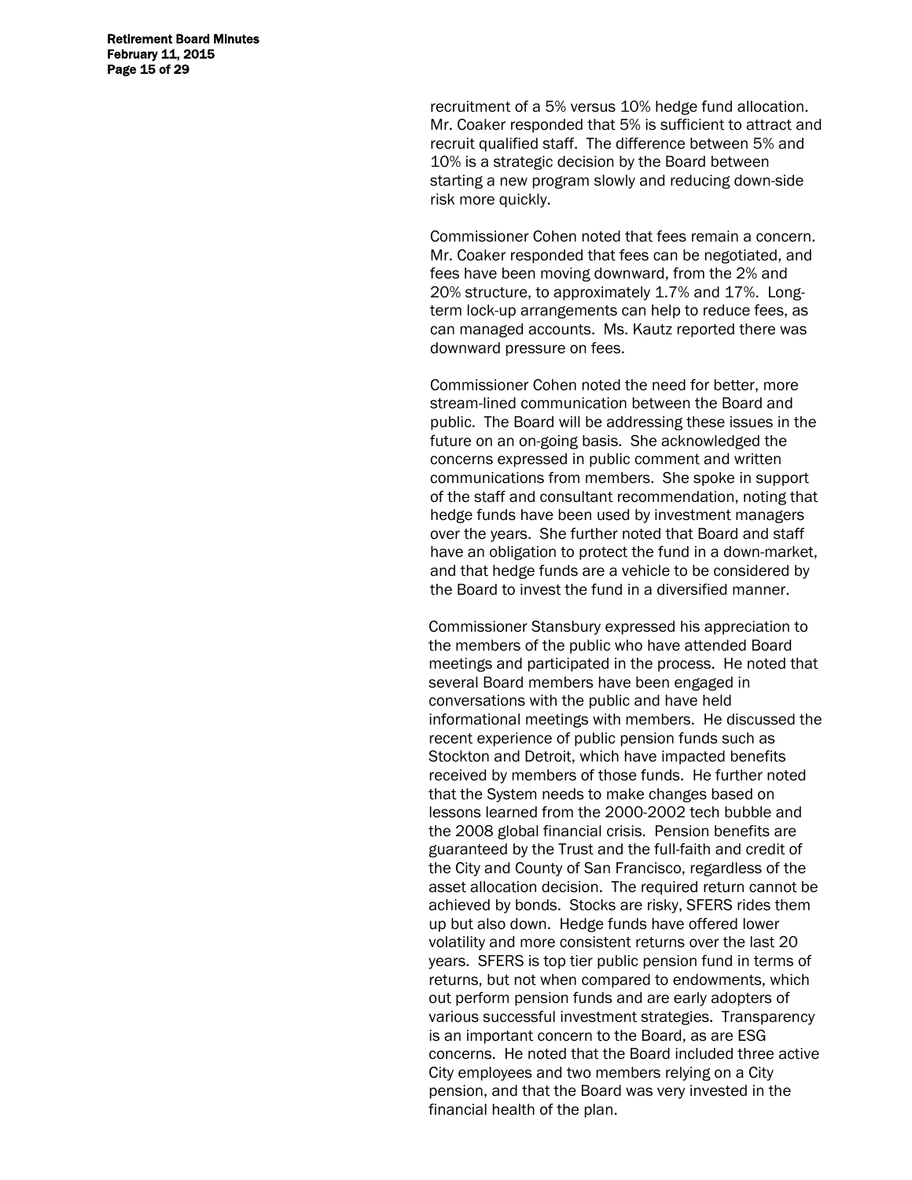recruitment of a 5% versus 10% hedge fund allocation. Mr. Coaker responded that 5% is sufficient to attract and recruit qualified staff. The difference between 5% and 10% is a strategic decision by the Board between starting a new program slowly and reducing down-side risk more quickly.

Commissioner Cohen noted that fees remain a concern. Mr. Coaker responded that fees can be negotiated, and fees have been moving downward, from the 2% and 20% structure, to approximately 1.7% and 17%. Long-term lock-up arrangements can help to reduce fees, as can managed accounts. Ms. Kautz reported there was downward pressure on fees.

Commissioner Cohen noted the need for better, more stream-lined communication between the Board and public. The Board will be addressing these issues in the future on an on-going basis. She acknowledged the concerns expressed in public comment and written communications from members. She spoke in support of the staff and consultant recommendation, noting that hedge funds have been used by investment managers over the years. She further noted that Board and staff have an obligation to protect the fund in a down-market, and that hedge funds are a vehicle to be considered by the Board to invest the fund in a diversified manner.

Commissioner Stansbury expressed his appreciation to the members of the public who have attended Board meetings and participated in the process. He noted that several Board members have been engaged in conversations with the public and have held informational meetings with members. He discussed the recent experience of public pension funds such as Stockton and Detroit, which have impacted benefits received by members of those funds. He further noted that the System needs to make changes based on lessons learned from the 2000-2002 tech bubble and the 2008 global financial crisis. Pension benefits are guaranteed by the Trust and the full-faith and credit of the City and County of San Francisco, regardless of the asset allocation decision. The required return cannot be achieved by bonds. Stocks are risky, SFERS rides them up but also down. Hedge funds have offered lower volatility and more consistent returns over the last 20 years. SFERS is top tier public pension fund in terms of returns, but not when compared to endowments, which out perform pension funds and are early adopters of various successful investment strategies. Transparency is an important concern to the Board, as are ESG concerns. He noted that the Board included three active City employees and two members relying on a City pension, and that the Board was very invested in the financial health of the plan.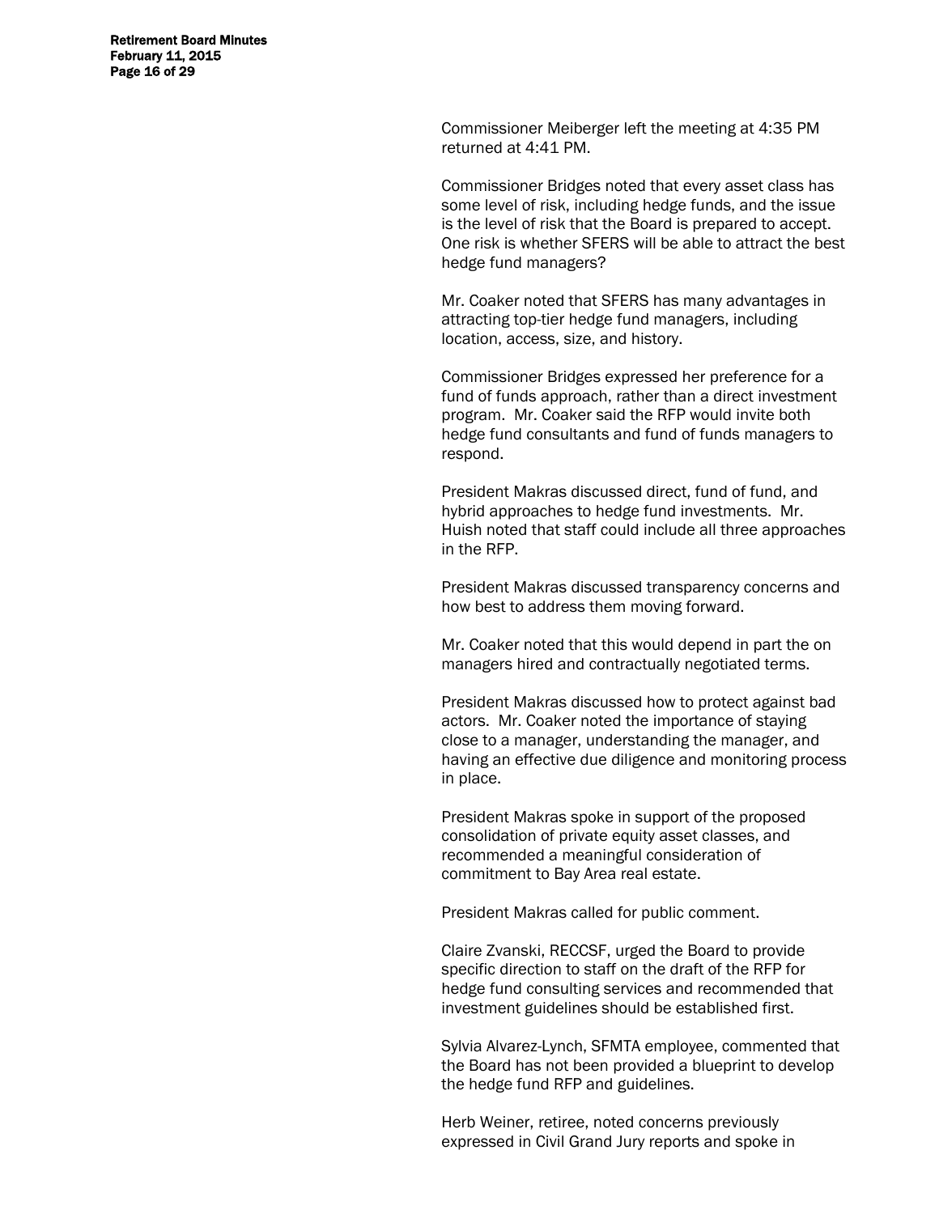Commissioner Meiberger left the meeting at 4:35 PM returned at 4:41 PM.

Commissioner Bridges noted that every asset class has some level of risk, including hedge funds, and the issue is the level of risk that the Board is prepared to accept. One risk is whether SFERS will be able to attract the best hedge fund managers?

Mr. Coaker noted that SFERS has many advantages in attracting top-tier hedge fund managers, including location, access, size, and history.

Commissioner Bridges expressed her preference for a fund of funds approach, rather than a direct investment program. Mr. Coaker said the RFP would invite both hedge fund consultants and fund of funds managers to respond.

President Makras discussed direct, fund of fund, and hybrid approaches to hedge fund investments. Mr. Huish noted that staff could include all three approaches in the RFP.

President Makras discussed transparency concerns and how best to address them moving forward.

Mr. Coaker noted that this would depend in part the on managers hired and contractually negotiated terms.

President Makras discussed how to protect against bad actors. Mr. Coaker noted the importance of staying close to a manager, understanding the manager, and having an effective due diligence and monitoring process in place.

President Makras spoke in support of the proposed consolidation of private equity asset classes, and recommended a meaningful consideration of commitment to Bay Area real estate.

President Makras called for public comment.

Claire Zvanski, RECCSF, urged the Board to provide specific direction to staff on the draft of the RFP for hedge fund consulting services and recommended that investment guidelines should be established first.

Sylvia Alvarez-Lynch, SFMTA employee, commented that the Board has not been provided a blueprint to develop the hedge fund RFP and guidelines.

Herb Weiner, retiree, noted concerns previously expressed in Civil Grand Jury reports and spoke in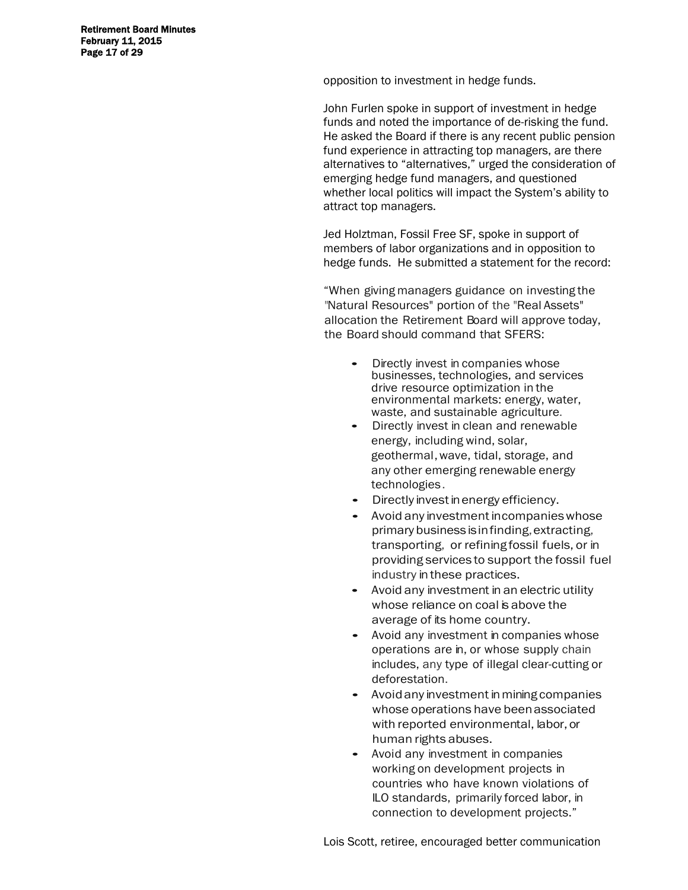opposition to investment in hedge funds.

John Furlen spoke in support of investment in hedge funds and noted the importance of de-risking the fund. He asked the Board if there is any recent public pension fund experience in attracting top managers, are there alternatives to "alternatives," urged the consideration of emerging hedge fund managers, and questioned whether local politics will impact the System's ability to attract top managers.

Jed Holztman, Fossil Free SF, spoke in support of members of labor organizations and in opposition to hedge funds. He submitted a statement for the record:

"When giving managers guidance on investing the "Natural Resources" portion of the "Real Assets" allocation the Retirement Board will approve today, the Board should command that SFERS:

- Directly invest in companies whose businesses, technologies, and services drive resource optimization in the environmental markets: energy, water, waste, and sustainable agriculture.
- Directly invest in clean and renewable energy, including wind, solar, geothermal, wave, tidal, storage, and any other emerging renewable energy technologies.
- Directly invest in energy efficiency.
- Avoid any investment in companies whose primary business is in finding, extracting, transporting, or refining fossil fuels, or in providing services to support the fossil fuel industry in these practices.
- Avoid any investment in an electric utility whose reliance on coal is above the average of its home country.
- Avoid any investment in companies whose operations are in, or whose supply chain includes, any type of illegal clear-cutting or deforestation.
- Avoid any investment in mining companies whose operations have been associated with reported environmental, labor, or human rights abuses.
- Avoid any investment in companies working on development projects in countries who have known violations of ILO standards, primarily forced labor, in connection to development projects."

Lois Scott, retiree, encouraged better communication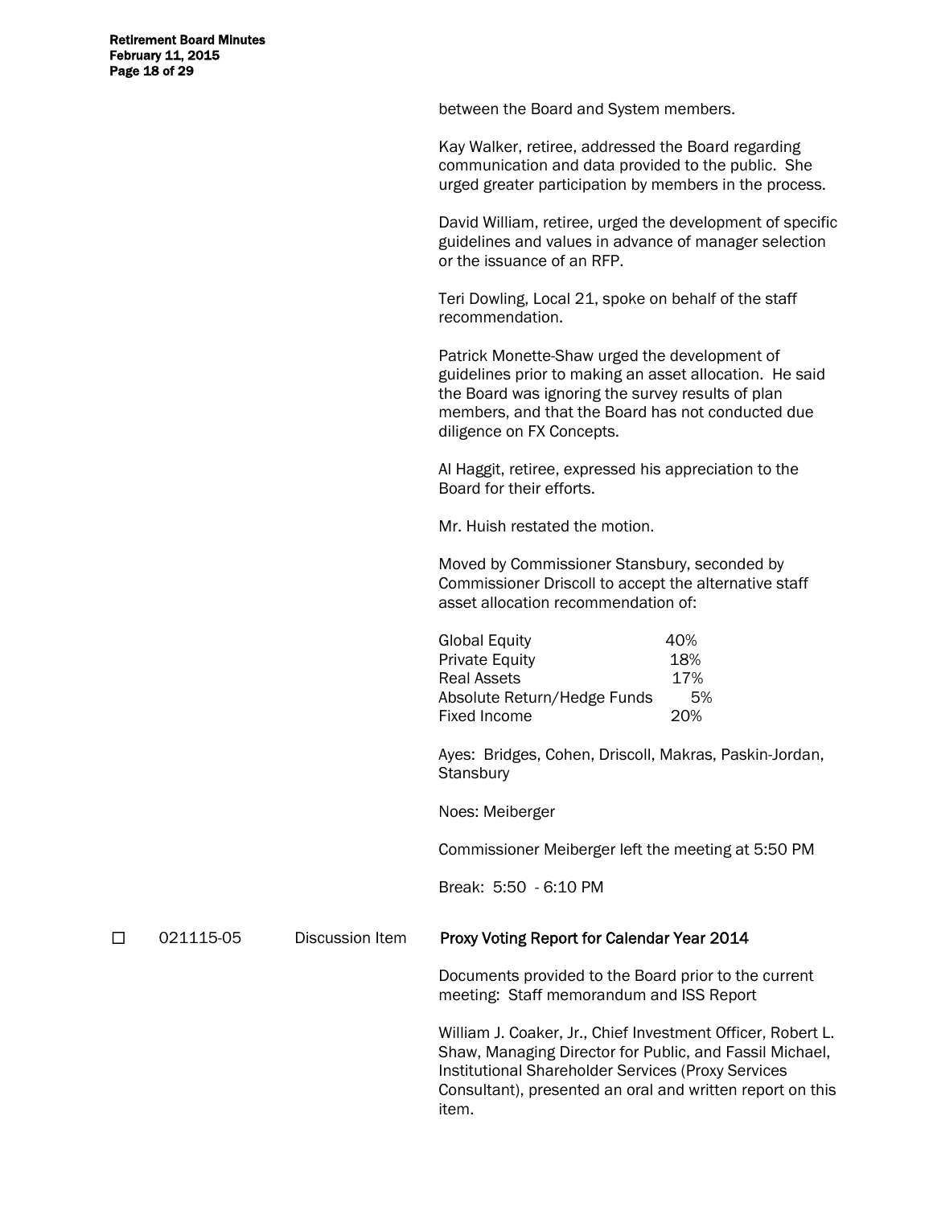between the Board and System members.

Kay Walker, retiree, addressed the Board regarding communication and data provided to the public. She urged greater participation by members in the process.

David William, retiree, urged the development of specific guidelines and values in advance of manager selection or the issuance of an RFP.

Teri Dowling, Local 21, spoke on behalf of the staff recommendation.

Patrick Monette-Shaw urged the development of guidelines prior to making an asset allocation. He said the Board was ignoring the survey results of plan members, and that the Board has not conducted due diligence on FX Concepts.

Al Haggit, retiree, expressed his appreciation to the Board for their efforts.

Mr. Huish restated the motion.

Moved by Commissioner Stansbury, seconded by Commissioner Driscoll to accept the alternative staff asset allocation recommendation of:

| | |
|---|---|
| Global Equity | 40% |
| Private Equity | 18% |
| Real Assets | 17% |
| Absolute Return/Hedge Funds | 5% |
| Fixed Income | 20% |

Ayes: Bridges, Cohen, Driscoll, Makras, Paskin-Jordan, Stansbury

Noes: Meiberger

Commissioner Meiberger left the meeting at 5:50 PM

Break: 5:50 - 6:10 PM

☐ 021115-05 Discussion Item **Proxy Voting Report for Calendar Year 2014**

Documents provided to the Board prior to the current meeting: Staff memorandum and ISS Report

William J. Coaker, Jr., Chief Investment Officer, Robert L. Shaw, Managing Director for Public, and Fassil Michael, Institutional Shareholder Services (Proxy Services Consultant), presented an oral and written report on this item.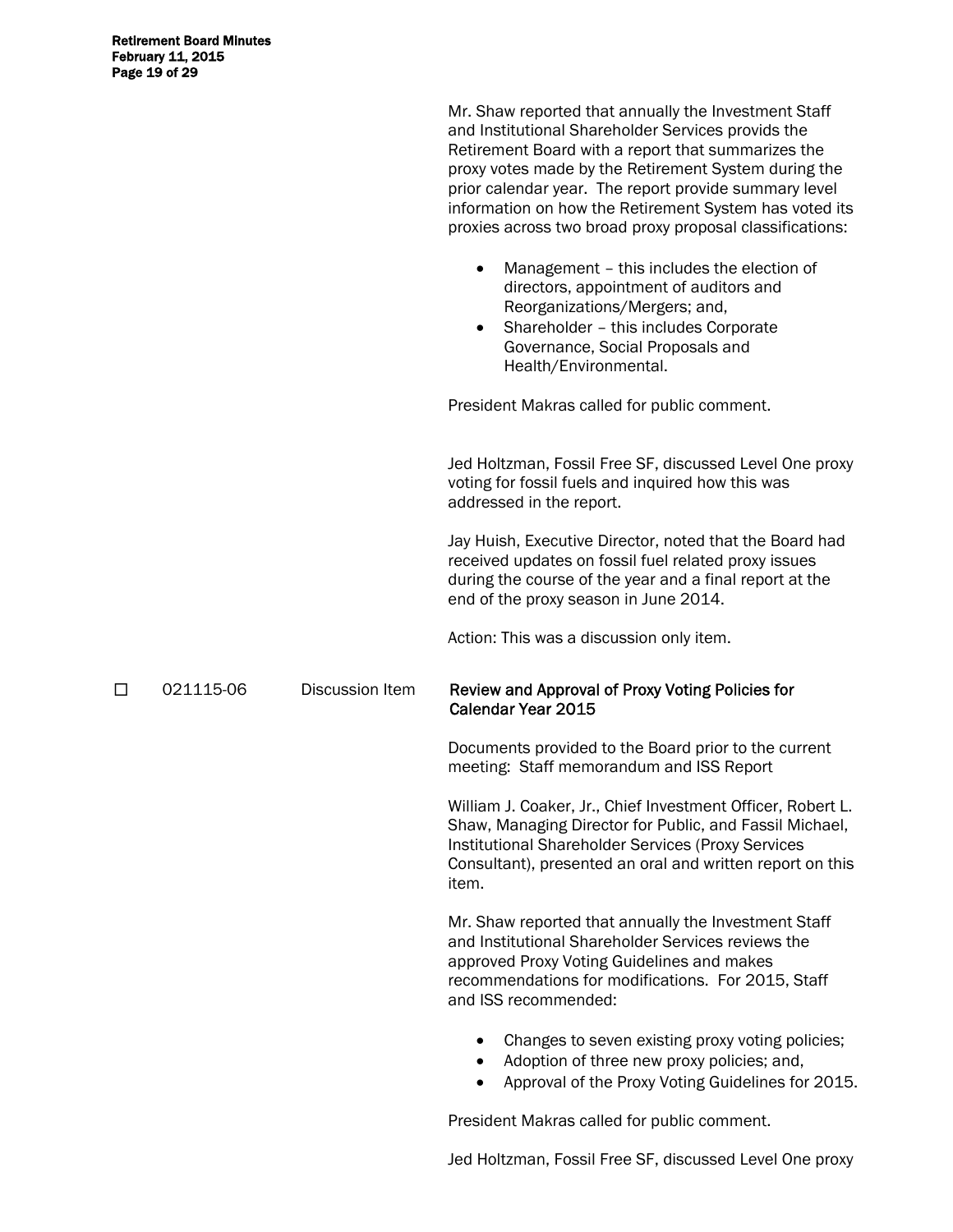Mr. Shaw reported that annually the Investment Staff and Institutional Shareholder Services provids the Retirement Board with a report that summarizes the proxy votes made by the Retirement System during the prior calendar year. The report provide summary level information on how the Retirement System has voted its proxies across two broad proxy proposal classifications:

- Management – this includes the election of directors, appointment of auditors and Reorganizations/Mergers; and,
- Shareholder – this includes Corporate Governance, Social Proposals and Health/Environmental.

President Makras called for public comment.

Jed Holtzman, Fossil Free SF, discussed Level One proxy voting for fossil fuels and inquired how this was addressed in the report.

Jay Huish, Executive Director, noted that the Board had received updates on fossil fuel related proxy issues during the course of the year and a final report at the end of the proxy season in June 2014.

Action: This was a discussion only item.

☐ 021115-06 Discussion Item **Review and Approval of Proxy Voting Policies for Calendar Year 2015**

Documents provided to the Board prior to the current meeting: Staff memorandum and ISS Report

William J. Coaker, Jr., Chief Investment Officer, Robert L. Shaw, Managing Director for Public, and Fassil Michael, Institutional Shareholder Services (Proxy Services Consultant), presented an oral and written report on this item.

Mr. Shaw reported that annually the Investment Staff and Institutional Shareholder Services reviews the approved Proxy Voting Guidelines and makes recommendations for modifications. For 2015, Staff and ISS recommended:

- Changes to seven existing proxy voting policies;
- Adoption of three new proxy policies; and,
- Approval of the Proxy Voting Guidelines for 2015.

President Makras called for public comment.

Jed Holtzman, Fossil Free SF, discussed Level One proxy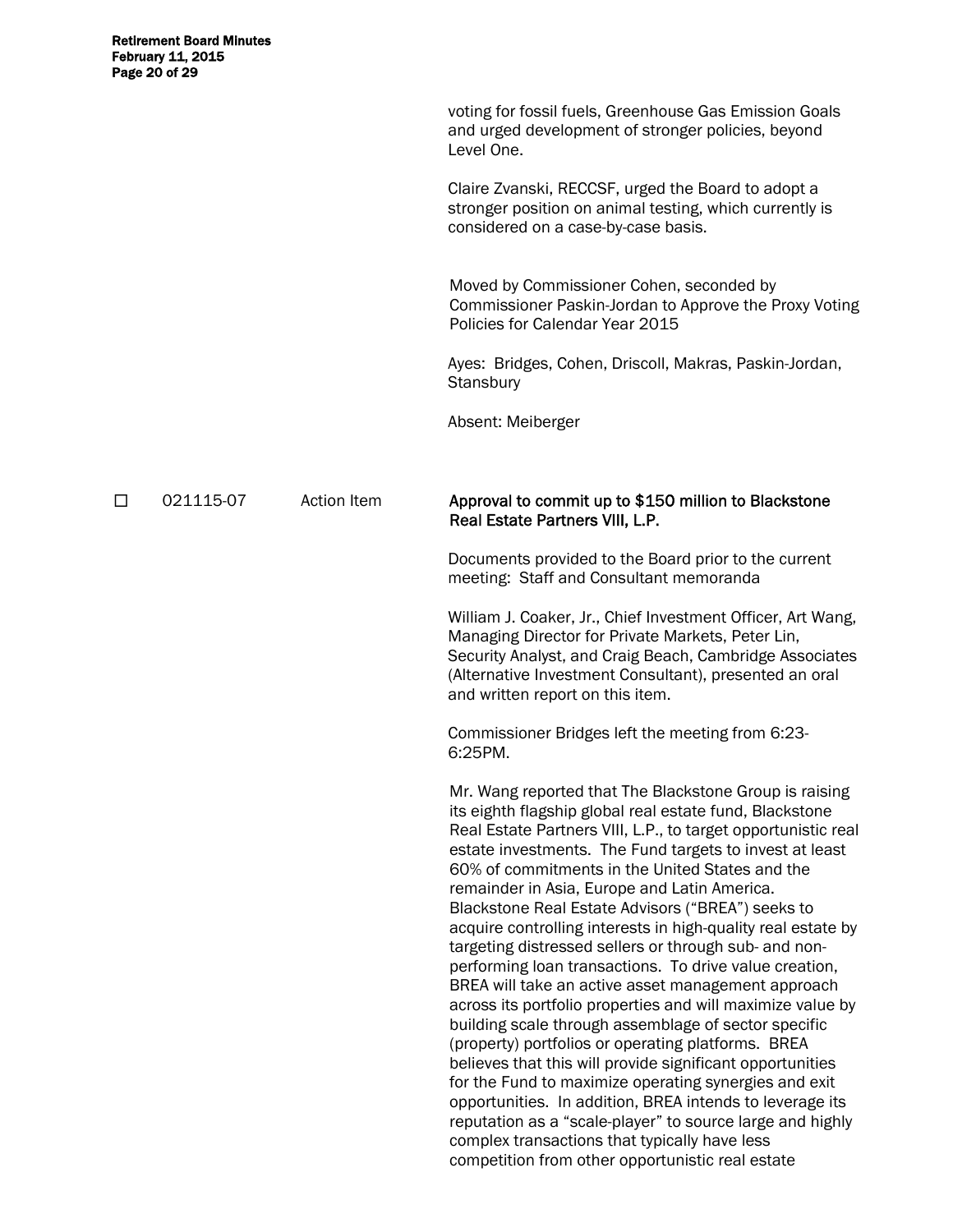voting for fossil fuels, Greenhouse Gas Emission Goals and urged development of stronger policies, beyond Level One.

Claire Zvanski, RECCSF, urged the Board to adopt a stronger position on animal testing, which currently is considered on a case-by-case basis.

Moved by Commissioner Cohen, seconded by Commissioner Paskin-Jordan to Approve the Proxy Voting Policies for Calendar Year 2015

Ayes: Bridges, Cohen, Driscoll, Makras, Paskin-Jordan, Stansbury

Absent: Meiberger

☐ 021115-07 Action Item **Approval to commit up to $150 million to Blackstone Real Estate Partners VIII, L.P.**

Documents provided to the Board prior to the current meeting: Staff and Consultant memoranda

William J. Coaker, Jr., Chief Investment Officer, Art Wang, Managing Director for Private Markets, Peter Lin, Security Analyst, and Craig Beach, Cambridge Associates (Alternative Investment Consultant), presented an oral and written report on this item.

Commissioner Bridges left the meeting from 6:23-6:25PM.

Mr. Wang reported that The Blackstone Group is raising its eighth flagship global real estate fund, Blackstone Real Estate Partners VIII, L.P., to target opportunistic real estate investments. The Fund targets to invest at least 60% of commitments in the United States and the remainder in Asia, Europe and Latin America. Blackstone Real Estate Advisors ("BREA") seeks to acquire controlling interests in high-quality real estate by targeting distressed sellers or through sub- and non-performing loan transactions. To drive value creation, BREA will take an active asset management approach across its portfolio properties and will maximize value by building scale through assemblage of sector specific (property) portfolios or operating platforms. BREA believes that this will provide significant opportunities for the Fund to maximize operating synergies and exit opportunities. In addition, BREA intends to leverage its reputation as a "scale-player" to source large and highly complex transactions that typically have less competition from other opportunistic real estate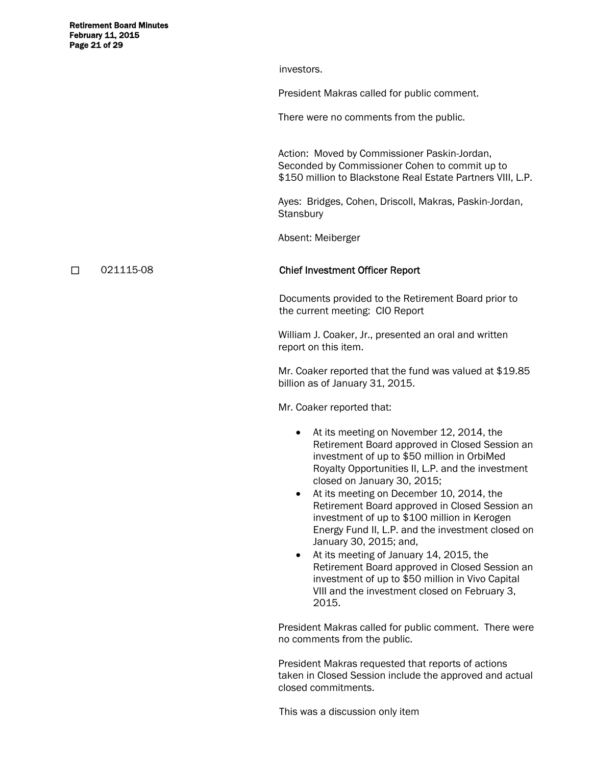investors.

President Makras called for public comment.

There were no comments from the public.

Action: Moved by Commissioner Paskin-Jordan, Seconded by Commissioner Cohen to commit up to $150 million to Blackstone Real Estate Partners VIII, L.P.

Ayes: Bridges, Cohen, Driscoll, Makras, Paskin-Jordan, Stansbury

Absent: Meiberger

☐ 021115-08 **Chief Investment Officer Report**

Documents provided to the Retirement Board prior to the current meeting: CIO Report

William J. Coaker, Jr., presented an oral and written report on this item.

Mr. Coaker reported that the fund was valued at $19.85 billion as of January 31, 2015.

Mr. Coaker reported that:

- At its meeting on November 12, 2014, the Retirement Board approved in Closed Session an investment of up to $50 million in OrbiMed Royalty Opportunities II, L.P. and the investment closed on January 30, 2015;
- At its meeting on December 10, 2014, the Retirement Board approved in Closed Session an investment of up to $100 million in Kerogen Energy Fund II, L.P. and the investment closed on January 30, 2015; and,
- At its meeting of January 14, 2015, the Retirement Board approved in Closed Session an investment of up to $50 million in Vivo Capital VIII and the investment closed on February 3, 2015.

President Makras called for public comment. There were no comments from the public.

President Makras requested that reports of actions taken in Closed Session include the approved and actual closed commitments.

This was a discussion only item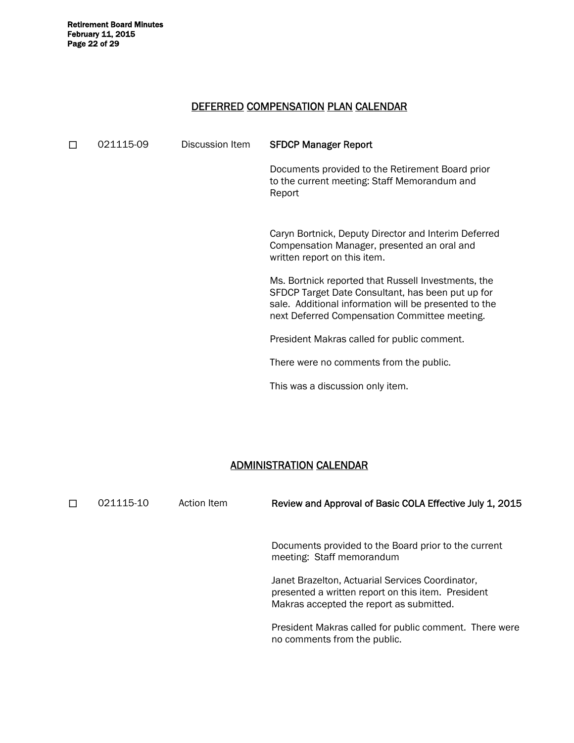## DEFERRED COMPENSATION PLAN CALENDAR

☐ 021115-09 Discussion Item **SFDCP Manager Report**

Documents provided to the Retirement Board prior to the current meeting: Staff Memorandum and Report

Caryn Bortnick, Deputy Director and Interim Deferred Compensation Manager, presented an oral and written report on this item.

Ms. Bortnick reported that Russell Investments, the SFDCP Target Date Consultant, has been put up for sale. Additional information will be presented to the next Deferred Compensation Committee meeting.

President Makras called for public comment.

There were no comments from the public.

This was a discussion only item.

## ADMINISTRATION CALENDAR

☐ 021115-10 Action Item **Review and Approval of Basic COLA Effective July 1, 2015**

Documents provided to the Board prior to the current meeting: Staff memorandum

Janet Brazelton, Actuarial Services Coordinator, presented a written report on this item. President Makras accepted the report as submitted.

President Makras called for public comment. There were no comments from the public.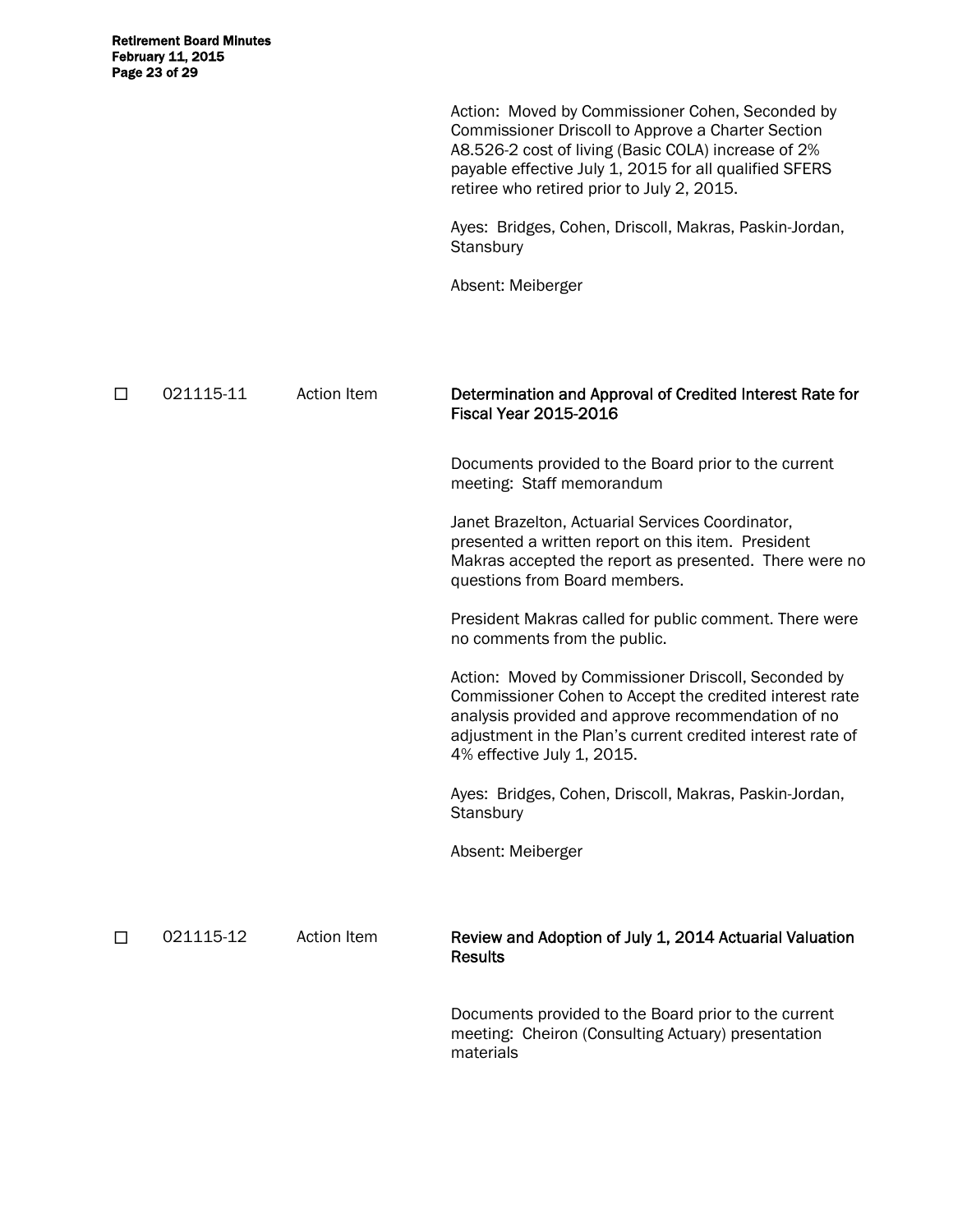Action: Moved by Commissioner Cohen, Seconded by Commissioner Driscoll to Approve a Charter Section A8.526-2 cost of living (Basic COLA) increase of 2% payable effective July 1, 2015 for all qualified SFERS retiree who retired prior to July 2, 2015.

Ayes: Bridges, Cohen, Driscoll, Makras, Paskin-Jordan, Stansbury

Absent: Meiberger

☐ 021115-11 Action Item **Determination and Approval of Credited Interest Rate for Fiscal Year 2015-2016**

Documents provided to the Board prior to the current meeting: Staff memorandum

Janet Brazelton, Actuarial Services Coordinator, presented a written report on this item. President Makras accepted the report as presented. There were no questions from Board members.

President Makras called for public comment. There were no comments from the public.

Action: Moved by Commissioner Driscoll, Seconded by Commissioner Cohen to Accept the credited interest rate analysis provided and approve recommendation of no adjustment in the Plan's current credited interest rate of 4% effective July 1, 2015.

Ayes: Bridges, Cohen, Driscoll, Makras, Paskin-Jordan, Stansbury

Absent: Meiberger

☐ 021115-12 Action Item **Review and Adoption of July 1, 2014 Actuarial Valuation Results**

Documents provided to the Board prior to the current meeting: Cheiron (Consulting Actuary) presentation materials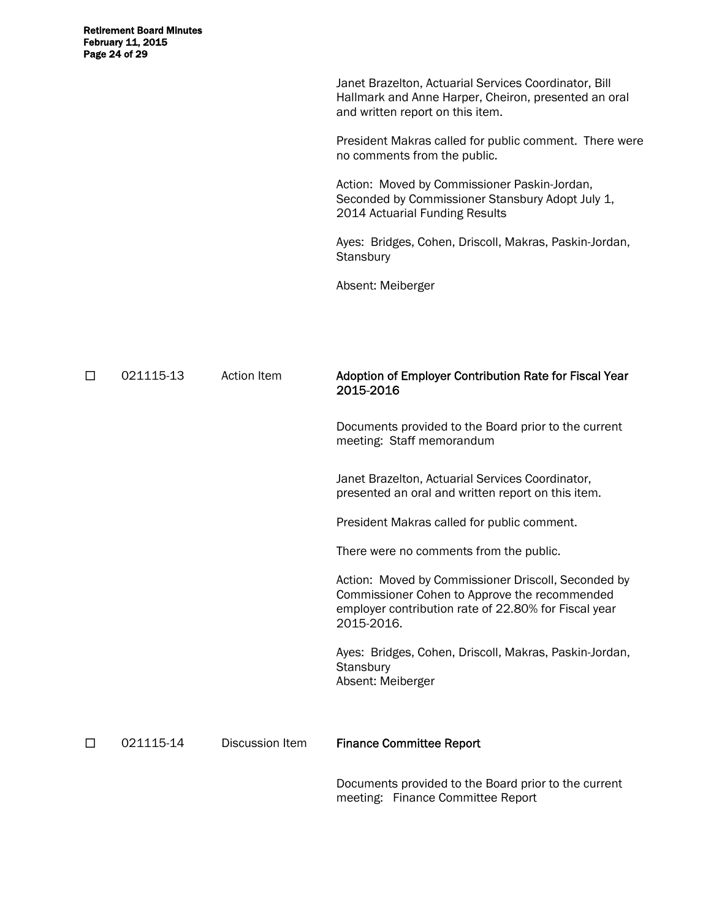Janet Brazelton, Actuarial Services Coordinator, Bill Hallmark and Anne Harper, Cheiron, presented an oral and written report on this item.

President Makras called for public comment. There were no comments from the public.

Action: Moved by Commissioner Paskin-Jordan, Seconded by Commissioner Stansbury Adopt July 1, 2014 Actuarial Funding Results

Ayes: Bridges, Cohen, Driscoll, Makras, Paskin-Jordan, Stansbury

Absent: Meiberger

☐ 021115-13 Action Item **Adoption of Employer Contribution Rate for Fiscal Year 2015-2016**

Documents provided to the Board prior to the current meeting: Staff memorandum

Janet Brazelton, Actuarial Services Coordinator, presented an oral and written report on this item.

President Makras called for public comment.

There were no comments from the public.

Action: Moved by Commissioner Driscoll, Seconded by Commissioner Cohen to Approve the recommended employer contribution rate of 22.80% for Fiscal year 2015-2016.

Ayes: Bridges, Cohen, Driscoll, Makras, Paskin-Jordan, Stansbury
Absent: Meiberger

☐ 021115-14 Discussion Item **Finance Committee Report**

Documents provided to the Board prior to the current meeting: Finance Committee Report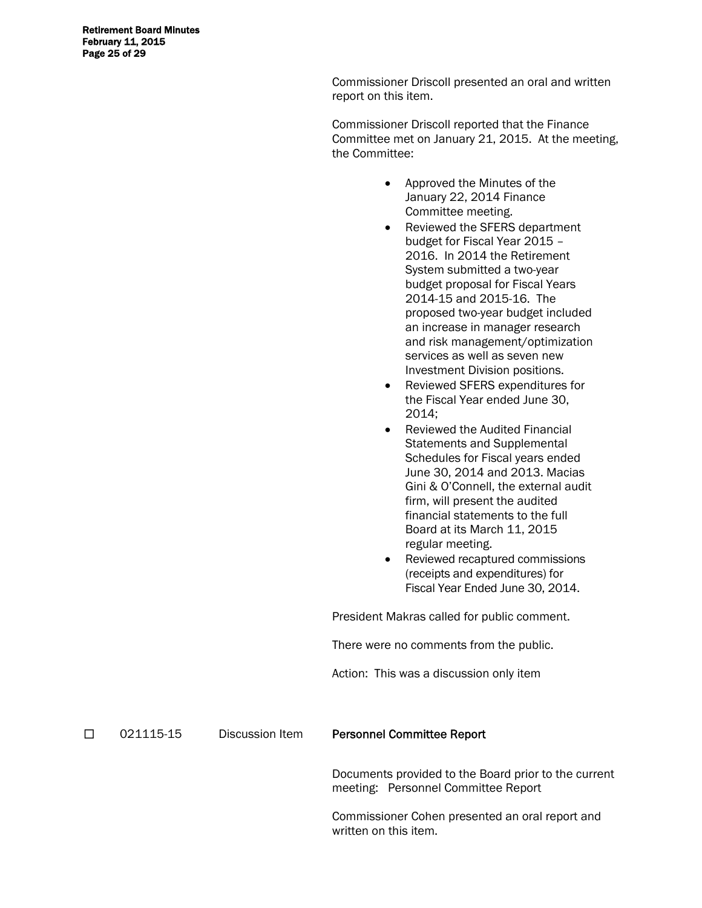Commissioner Driscoll presented an oral and written report on this item.

Commissioner Driscoll reported that the Finance Committee met on January 21, 2015. At the meeting, the Committee:

- Approved the Minutes of the January 22, 2014 Finance Committee meeting.
- Reviewed the SFERS department budget for Fiscal Year 2015 – 2016. In 2014 the Retirement System submitted a two-year budget proposal for Fiscal Years 2014-15 and 2015-16. The proposed two-year budget included an increase in manager research and risk management/optimization services as well as seven new Investment Division positions.
- Reviewed SFERS expenditures for the Fiscal Year ended June 30, 2014;
- Reviewed the Audited Financial Statements and Supplemental Schedules for Fiscal years ended June 30, 2014 and 2013. Macias Gini & O'Connell, the external audit firm, will present the audited financial statements to the full Board at its March 11, 2015 regular meeting.
- Reviewed recaptured commissions (receipts and expenditures) for Fiscal Year Ended June 30, 2014.

President Makras called for public comment.

There were no comments from the public.

Action: This was a discussion only item

☐ 021115-15 Discussion Item **Personnel Committee Report**

Documents provided to the Board prior to the current meeting: Personnel Committee Report

Commissioner Cohen presented an oral report and written on this item.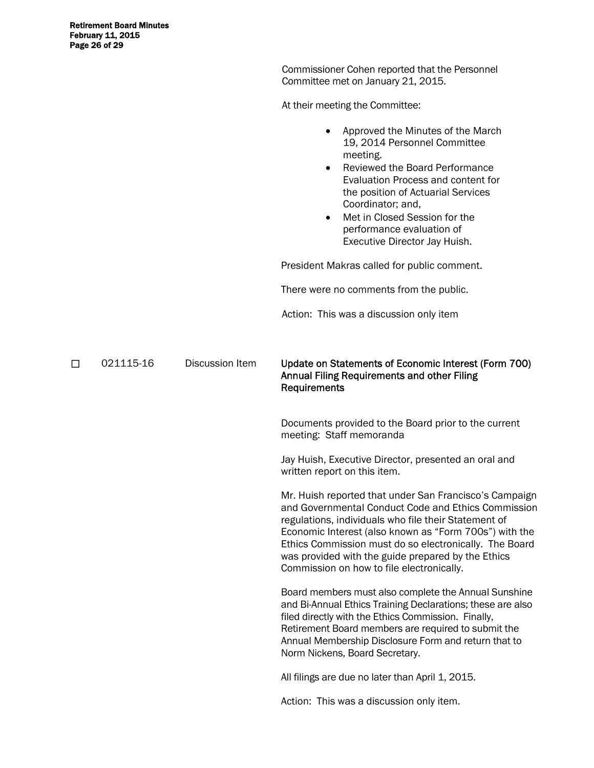Commissioner Cohen reported that the Personnel Committee met on January 21, 2015.

At their meeting the Committee:

- Approved the Minutes of the March 19, 2014 Personnel Committee meeting.
- Reviewed the Board Performance Evaluation Process and content for the position of Actuarial Services Coordinator; and,
- Met in Closed Session for the performance evaluation of Executive Director Jay Huish.

President Makras called for public comment.

There were no comments from the public.

Action: This was a discussion only item

☐ 021115-16 Discussion Item

**Update on Statements of Economic Interest (Form 700) Annual Filing Requirements and other Filing Requirements**

Documents provided to the Board prior to the current meeting: Staff memoranda

Jay Huish, Executive Director, presented an oral and written report on this item.

Mr. Huish reported that under San Francisco's Campaign and Governmental Conduct Code and Ethics Commission regulations, individuals who file their Statement of Economic Interest (also known as "Form 700s") with the Ethics Commission must do so electronically. The Board was provided with the guide prepared by the Ethics Commission on how to file electronically.

Board members must also complete the Annual Sunshine and Bi-Annual Ethics Training Declarations; these are also filed directly with the Ethics Commission. Finally, Retirement Board members are required to submit the Annual Membership Disclosure Form and return that to Norm Nickens, Board Secretary.

All filings are due no later than April 1, 2015.

Action: This was a discussion only item.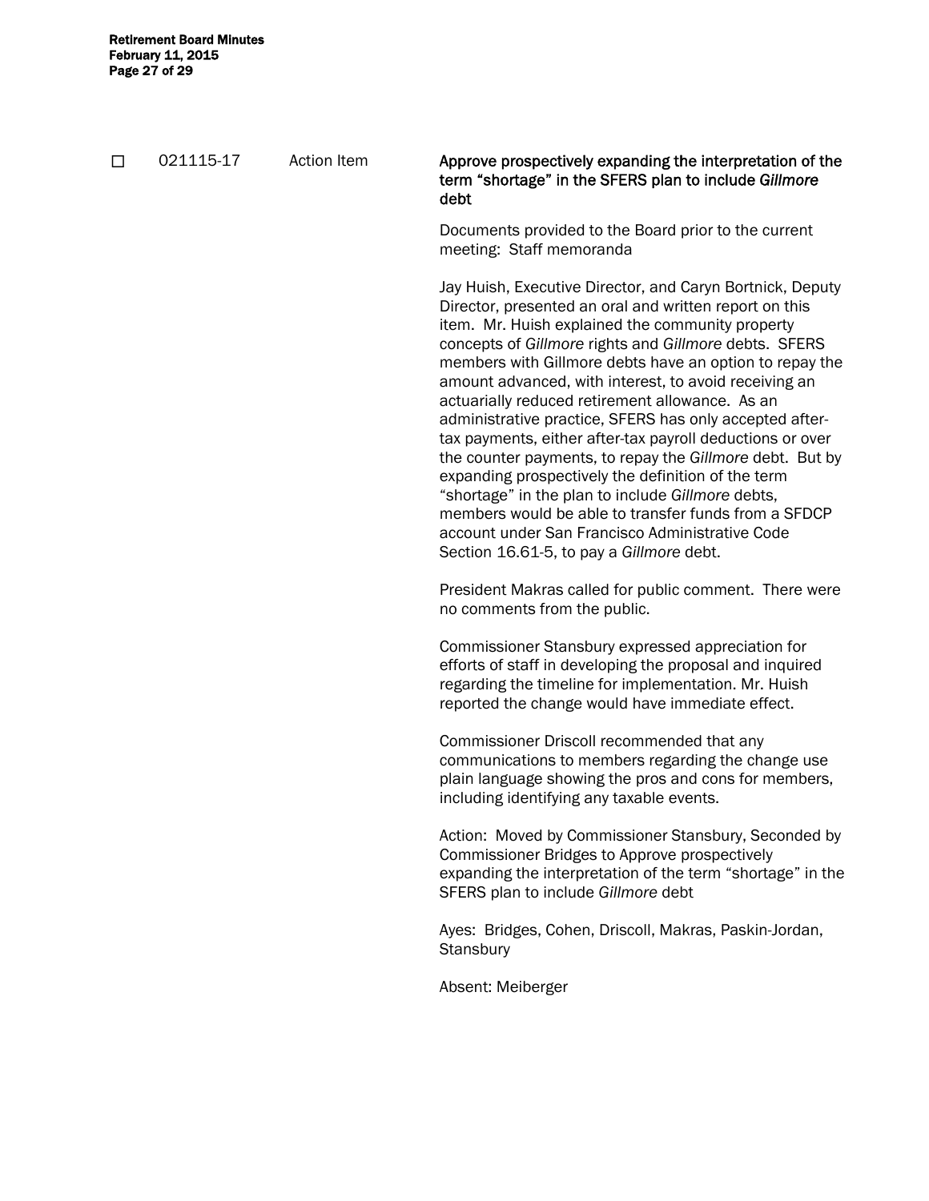☐ 021115-17 Action Item **Approve prospectively expanding the interpretation of the term "shortage" in the SFERS plan to include *Gillmore* debt**

Documents provided to the Board prior to the current meeting: Staff memoranda

Jay Huish, Executive Director, and Caryn Bortnick, Deputy Director, presented an oral and written report on this item. Mr. Huish explained the community property concepts of *Gillmore* rights and *Gillmore* debts. SFERS members with Gillmore debts have an option to repay the amount advanced, with interest, to avoid receiving an actuarially reduced retirement allowance. As an administrative practice, SFERS has only accepted after-tax payments, either after-tax payroll deductions or over the counter payments, to repay the *Gillmore* debt. But by expanding prospectively the definition of the term "shortage" in the plan to include *Gillmore* debts, members would be able to transfer funds from a SFDCP account under San Francisco Administrative Code Section 16.61-5, to pay a *Gillmore* debt.

President Makras called for public comment. There were no comments from the public.

Commissioner Stansbury expressed appreciation for efforts of staff in developing the proposal and inquired regarding the timeline for implementation. Mr. Huish reported the change would have immediate effect.

Commissioner Driscoll recommended that any communications to members regarding the change use plain language showing the pros and cons for members, including identifying any taxable events.

Action: Moved by Commissioner Stansbury, Seconded by Commissioner Bridges to Approve prospectively expanding the interpretation of the term "shortage" in the SFERS plan to include *Gillmore* debt

Ayes: Bridges, Cohen, Driscoll, Makras, Paskin-Jordan, Stansbury

Absent: Meiberger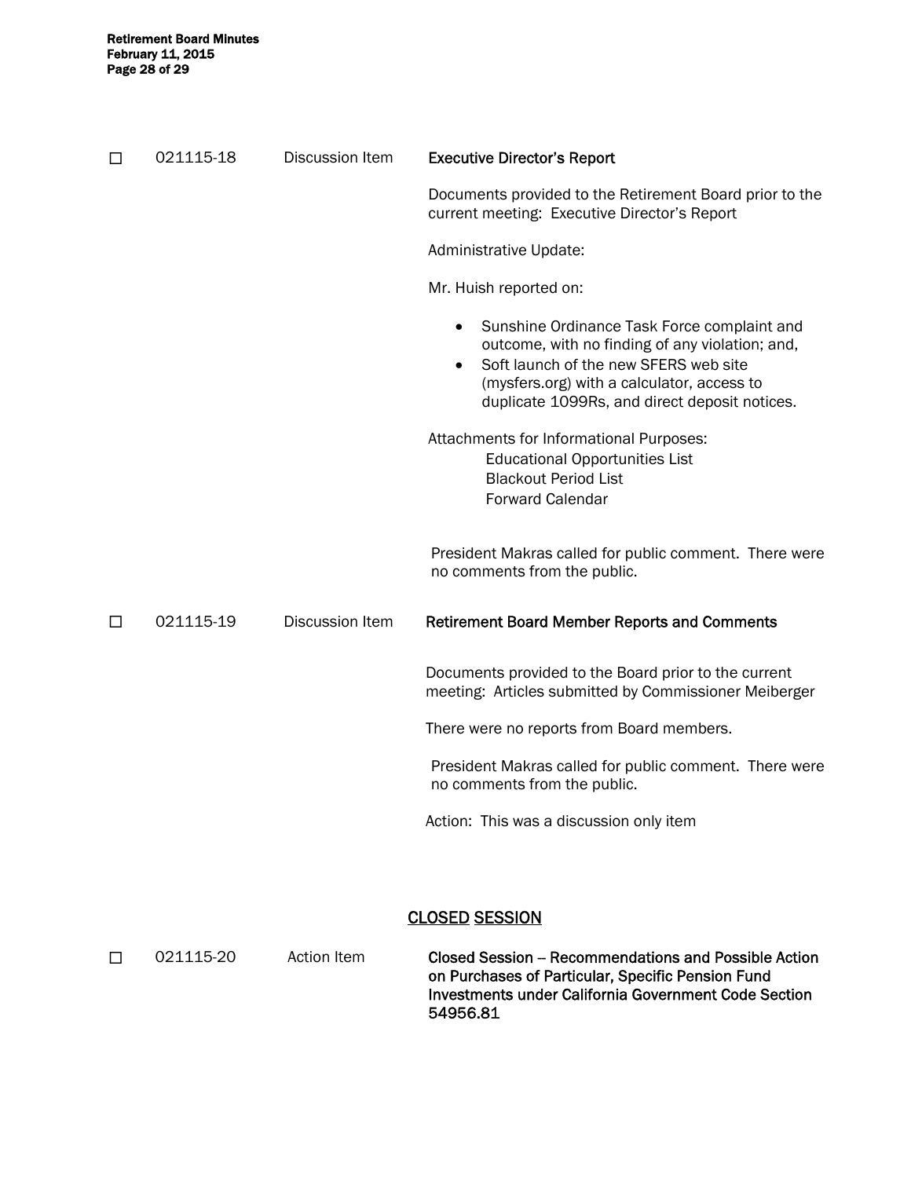☐ 021115-18 Discussion Item **Executive Director's Report**

Documents provided to the Retirement Board prior to the current meeting: Executive Director's Report

Administrative Update:

Mr. Huish reported on:

- Sunshine Ordinance Task Force complaint and outcome, with no finding of any violation; and,
- Soft launch of the new SFERS web site (mysfers.org) with a calculator, access to duplicate 1099Rs, and direct deposit notices.

Attachments for Informational Purposes:
Educational Opportunities List
Blackout Period List
Forward Calendar

President Makras called for public comment. There were no comments from the public.

☐ 021115-19 Discussion Item **Retirement Board Member Reports and Comments**

Documents provided to the Board prior to the current meeting: Articles submitted by Commissioner Meiberger

There were no reports from Board members.

President Makras called for public comment. There were no comments from the public.

Action: This was a discussion only item

## CLOSED SESSION

☐ 021115-20 Action Item **Closed Session – Recommendations and Possible Action on Purchases of Particular, Specific Pension Fund Investments under California Government Code Section 54956.81**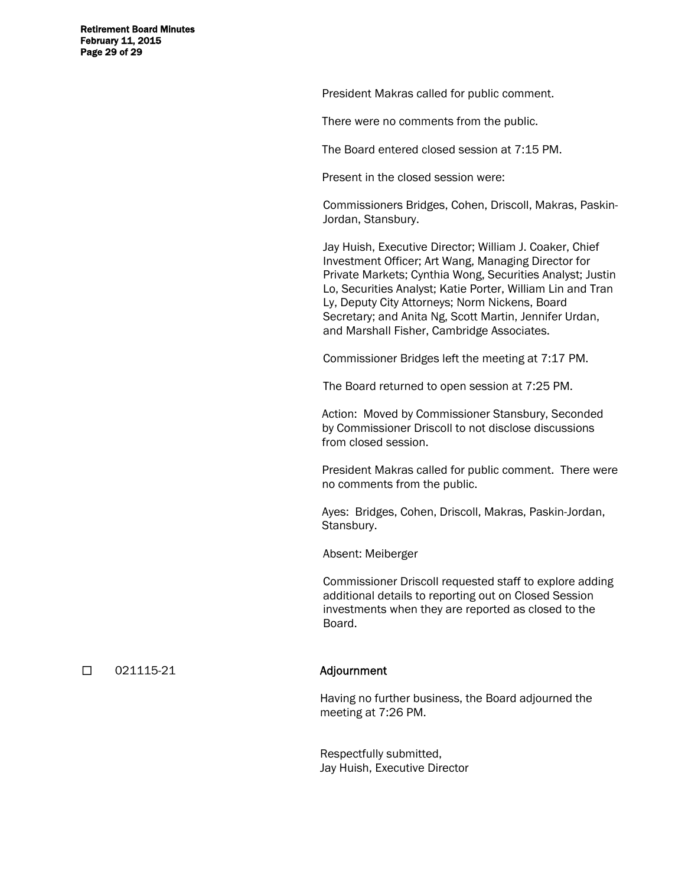President Makras called for public comment.

There were no comments from the public.

The Board entered closed session at 7:15 PM.

Present in the closed session were:

Commissioners Bridges, Cohen, Driscoll, Makras, Paskin-Jordan, Stansbury.

Jay Huish, Executive Director; William J. Coaker, Chief Investment Officer; Art Wang, Managing Director for Private Markets; Cynthia Wong, Securities Analyst; Justin Lo, Securities Analyst; Katie Porter, William Lin and Tran Ly, Deputy City Attorneys; Norm Nickens, Board Secretary; and Anita Ng, Scott Martin, Jennifer Urdan, and Marshall Fisher, Cambridge Associates.

Commissioner Bridges left the meeting at 7:17 PM.

The Board returned to open session at 7:25 PM.

Action: Moved by Commissioner Stansbury, Seconded by Commissioner Driscoll to not disclose discussions from closed session.

President Makras called for public comment. There were no comments from the public.

Ayes: Bridges, Cohen, Driscoll, Makras, Paskin-Jordan, Stansbury.

Absent: Meiberger

Commissioner Driscoll requested staff to explore adding additional details to reporting out on Closed Session investments when they are reported as closed to the Board.

☐ 021115-21 **Adjournment**

Having no further business, the Board adjourned the meeting at 7:26 PM.

Respectfully submitted,
Jay Huish, Executive Director